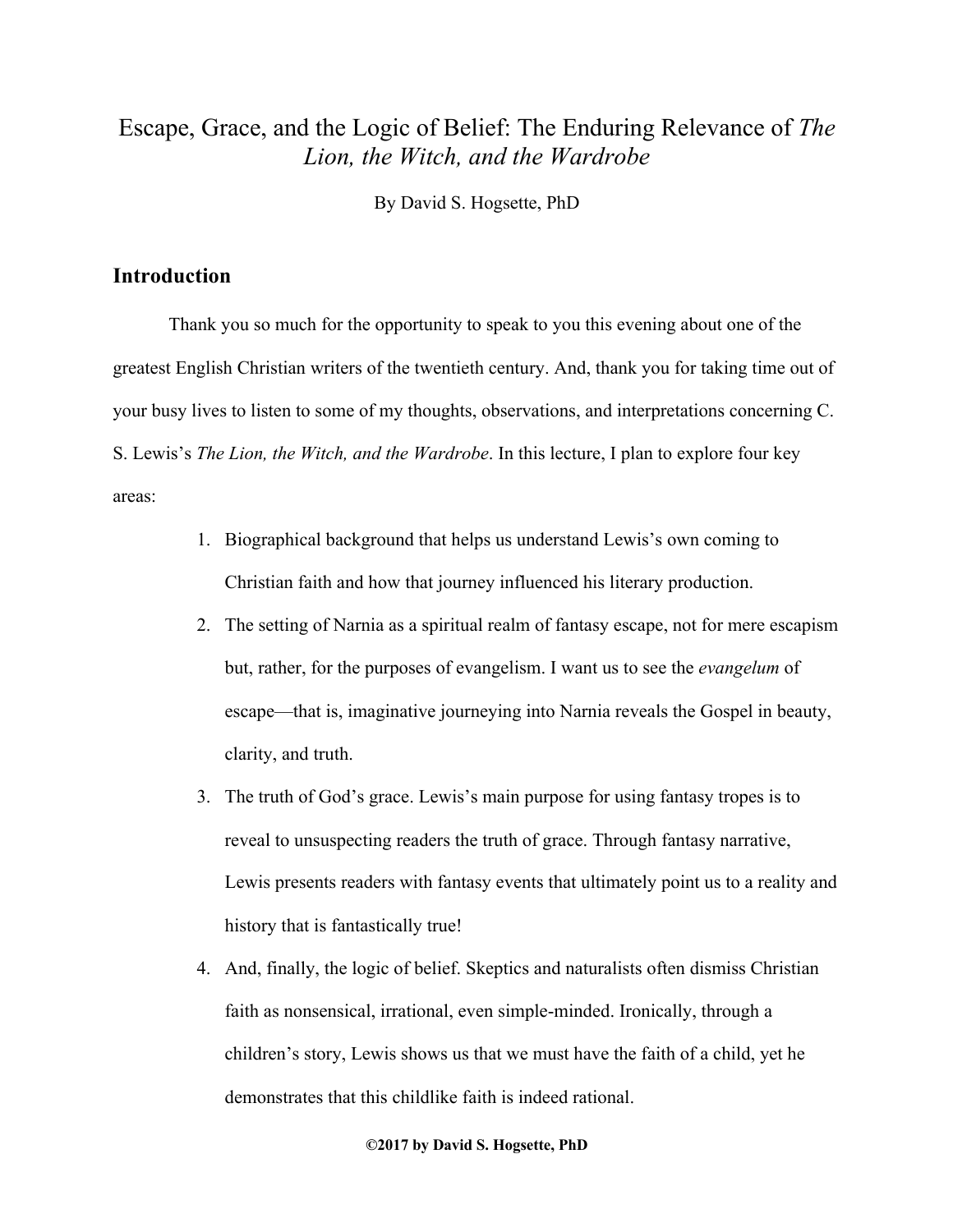# Escape, Grace, and the Logic of Belief: The Enduring Relevance of *The Lion, the Witch, and the Wardrobe*

By David S. Hogsette, PhD

## Introduction

Thank you so much for the opportunity to speak to you this evening about one of the greatest English Christian writers of the twentieth century. And, thank you for taking time out of your busy lives to listen to some of my thoughts, observations, and interpretations concerning C. S. Lewis's *The Lion, the Witch, and the Wardrobe*. In this lecture, I plan to explore four key areas:

1. Biographical background that helps us understand Lewis's own coming to Christian faith and how that journey influenced his literary production.
2. The setting of Narnia as a spiritual realm of fantasy escape, not for mere escapism but, rather, for the purposes of evangelism. I want us to see the *evangelum* of escape—that is, imaginative journeying into Narnia reveals the Gospel in beauty, clarity, and truth.
3. The truth of God's grace. Lewis's main purpose for using fantasy tropes is to reveal to unsuspecting readers the truth of grace. Through fantasy narrative, Lewis presents readers with fantasy events that ultimately point us to a reality and history that is fantastically true!
4. And, finally, the logic of belief. Skeptics and naturalists often dismiss Christian faith as nonsensical, irrational, even simple-minded. Ironically, through a children's story, Lewis shows us that we must have the faith of a child, yet he demonstrates that this childlike faith is indeed rational.

**©2017 by David S. Hogsette, PhD**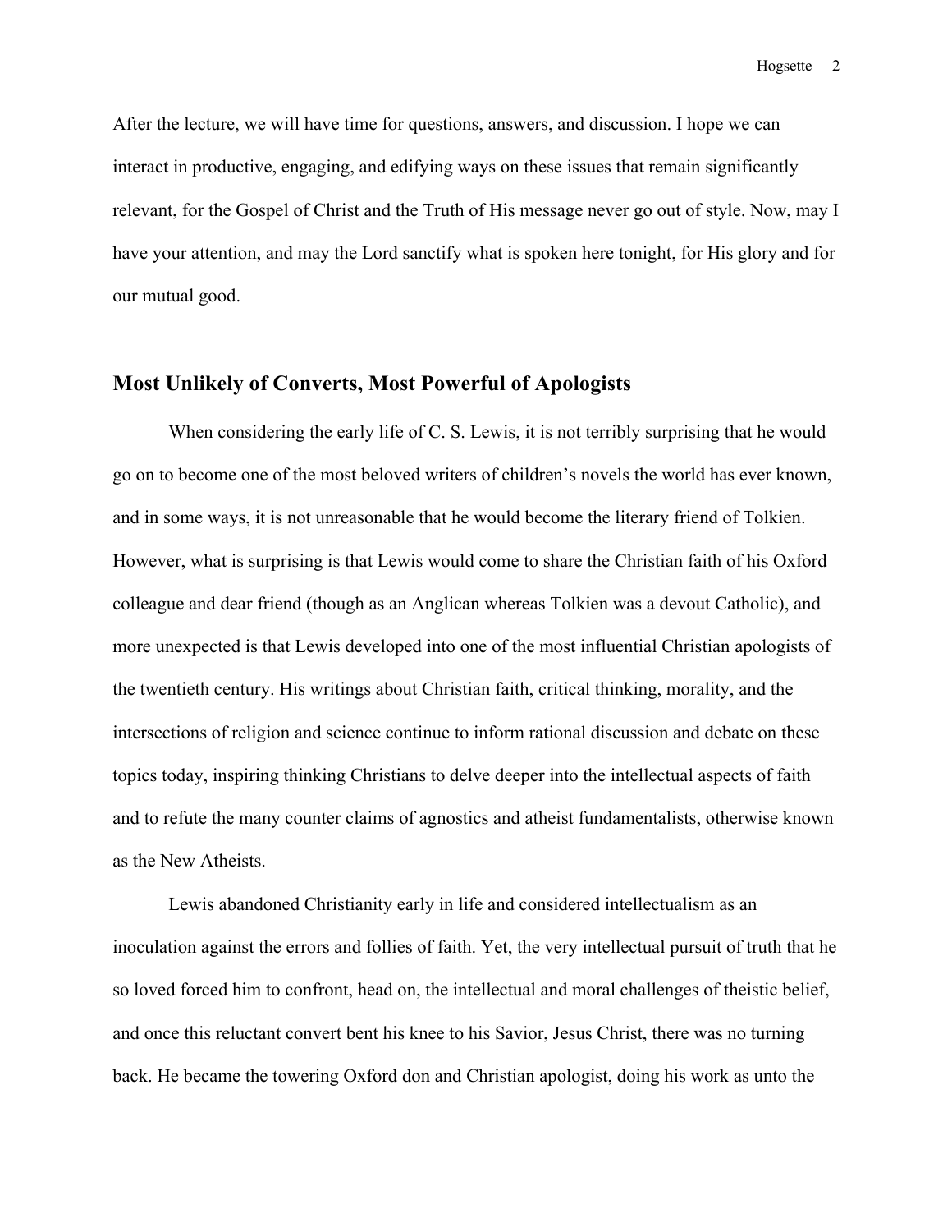After the lecture, we will have time for questions, answers, and discussion. I hope we can interact in productive, engaging, and edifying ways on these issues that remain significantly relevant, for the Gospel of Christ and the Truth of His message never go out of style. Now, may I have your attention, and may the Lord sanctify what is spoken here tonight, for His glory and for our mutual good.

## Most Unlikely of Converts, Most Powerful of Apologists

When considering the early life of C. S. Lewis, it is not terribly surprising that he would go on to become one of the most beloved writers of children's novels the world has ever known, and in some ways, it is not unreasonable that he would become the literary friend of Tolkien. However, what is surprising is that Lewis would come to share the Christian faith of his Oxford colleague and dear friend (though as an Anglican whereas Tolkien was a devout Catholic), and more unexpected is that Lewis developed into one of the most influential Christian apologists of the twentieth century. His writings about Christian faith, critical thinking, morality, and the intersections of religion and science continue to inform rational discussion and debate on these topics today, inspiring thinking Christians to delve deeper into the intellectual aspects of faith and to refute the many counter claims of agnostics and atheist fundamentalists, otherwise known as the New Atheists.

Lewis abandoned Christianity early in life and considered intellectualism as an inoculation against the errors and follies of faith. Yet, the very intellectual pursuit of truth that he so loved forced him to confront, head on, the intellectual and moral challenges of theistic belief, and once this reluctant convert bent his knee to his Savior, Jesus Christ, there was no turning back. He became the towering Oxford don and Christian apologist, doing his work as unto the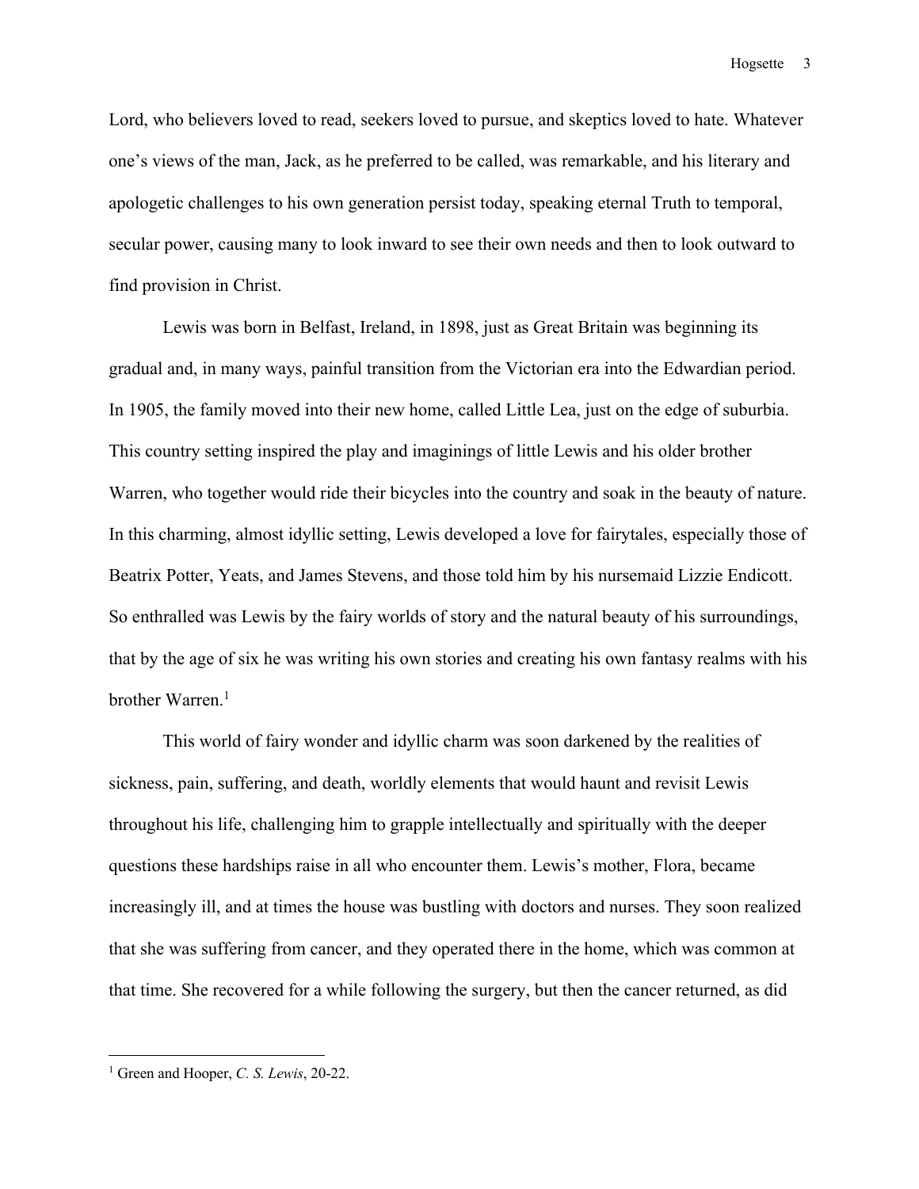Lord, who believers loved to read, seekers loved to pursue, and skeptics loved to hate. Whatever one's views of the man, Jack, as he preferred to be called, was remarkable, and his literary and apologetic challenges to his own generation persist today, speaking eternal Truth to temporal, secular power, causing many to look inward to see their own needs and then to look outward to find provision in Christ.

Lewis was born in Belfast, Ireland, in 1898, just as Great Britain was beginning its gradual and, in many ways, painful transition from the Victorian era into the Edwardian period. In 1905, the family moved into their new home, called Little Lea, just on the edge of suburbia. This country setting inspired the play and imaginings of little Lewis and his older brother Warren, who together would ride their bicycles into the country and soak in the beauty of nature. In this charming, almost idyllic setting, Lewis developed a love for fairytales, especially those of Beatrix Potter, Yeats, and James Stevens, and those told him by his nursemaid Lizzie Endicott. So enthralled was Lewis by the fairy worlds of story and the natural beauty of his surroundings, that by the age of six he was writing his own stories and creating his own fantasy realms with his brother Warren.[1]

This world of fairy wonder and idyllic charm was soon darkened by the realities of sickness, pain, suffering, and death, worldly elements that would haunt and revisit Lewis throughout his life, challenging him to grapple intellectually and spiritually with the deeper questions these hardships raise in all who encounter them. Lewis's mother, Flora, became increasingly ill, and at times the house was bustling with doctors and nurses. They soon realized that she was suffering from cancer, and they operated there in the home, which was common at that time. She recovered for a while following the surgery, but then the cancer returned, as did

---

[1] Green and Hooper, *C. S. Lewis*, 20-22.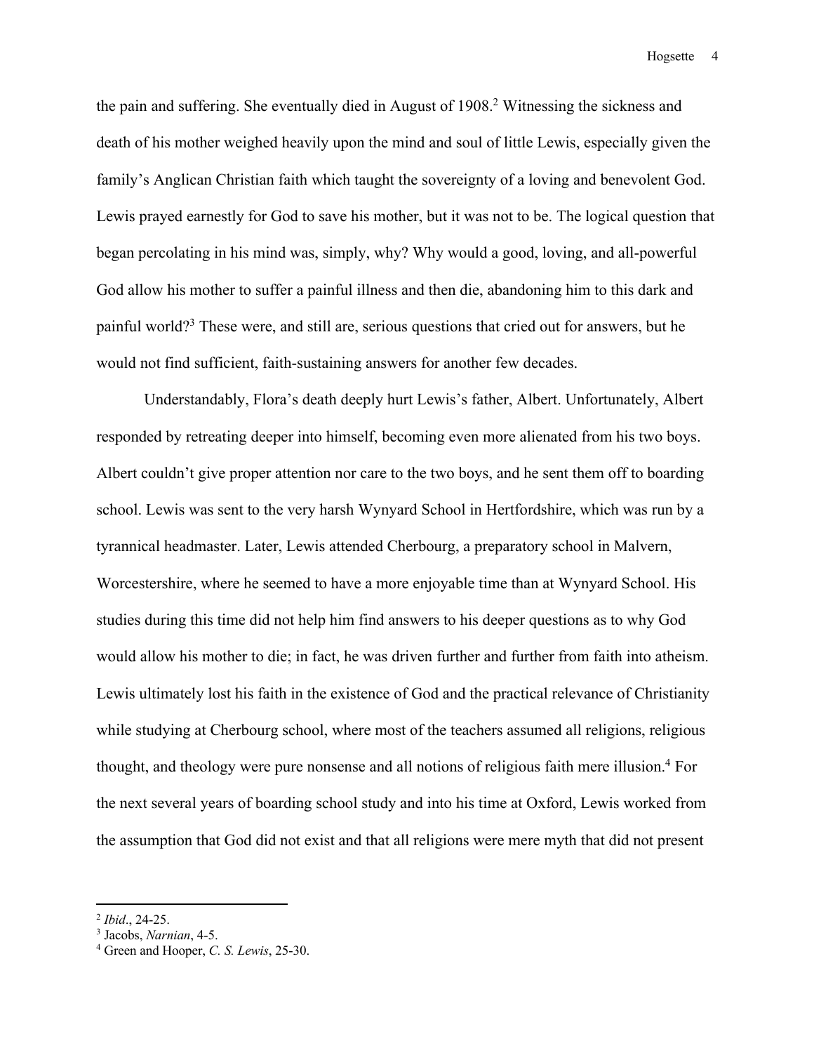the pain and suffering. She eventually died in August of 1908.[2] Witnessing the sickness and death of his mother weighed heavily upon the mind and soul of little Lewis, especially given the family's Anglican Christian faith which taught the sovereignty of a loving and benevolent God. Lewis prayed earnestly for God to save his mother, but it was not to be. The logical question that began percolating in his mind was, simply, why? Why would a good, loving, and all-powerful God allow his mother to suffer a painful illness and then die, abandoning him to this dark and painful world?[3] These were, and still are, serious questions that cried out for answers, but he would not find sufficient, faith-sustaining answers for another few decades.

Understandably, Flora's death deeply hurt Lewis's father, Albert. Unfortunately, Albert responded by retreating deeper into himself, becoming even more alienated from his two boys. Albert couldn't give proper attention nor care to the two boys, and he sent them off to boarding school. Lewis was sent to the very harsh Wynyard School in Hertfordshire, which was run by a tyrannical headmaster. Later, Lewis attended Cherbourg, a preparatory school in Malvern, Worcestershire, where he seemed to have a more enjoyable time than at Wynyard School. His studies during this time did not help him find answers to his deeper questions as to why God would allow his mother to die; in fact, he was driven further and further from faith into atheism. Lewis ultimately lost his faith in the existence of God and the practical relevance of Christianity while studying at Cherbourg school, where most of the teachers assumed all religions, religious thought, and theology were pure nonsense and all notions of religious faith mere illusion.[4] For the next several years of boarding school study and into his time at Oxford, Lewis worked from the assumption that God did not exist and that all religions were mere myth that did not present

---

[2] *Ibid*., 24-25.

[3] Jacobs, *Narnian*, 4-5.

[4] Green and Hooper, *C. S. Lewis*, 25-30.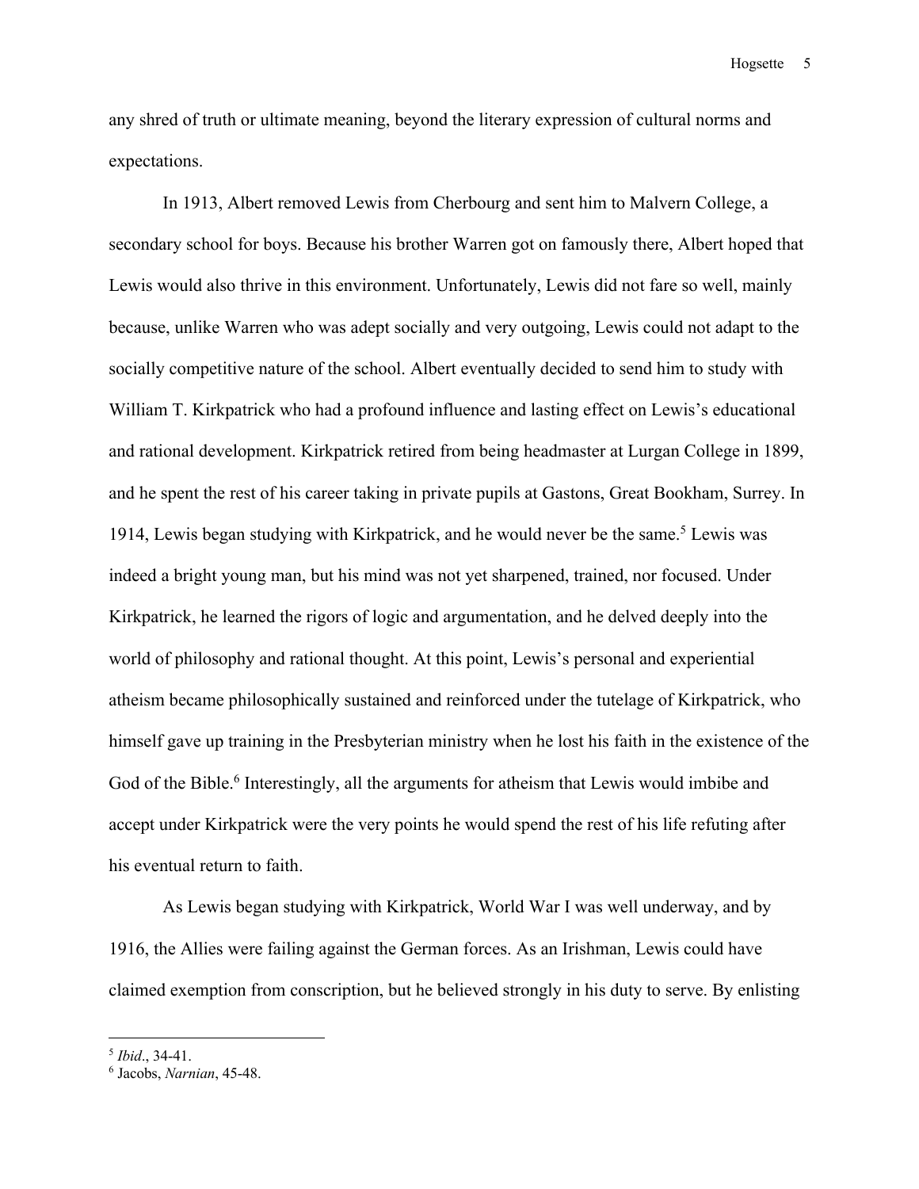any shred of truth or ultimate meaning, beyond the literary expression of cultural norms and expectations.

In 1913, Albert removed Lewis from Cherbourg and sent him to Malvern College, a secondary school for boys. Because his brother Warren got on famously there, Albert hoped that Lewis would also thrive in this environment. Unfortunately, Lewis did not fare so well, mainly because, unlike Warren who was adept socially and very outgoing, Lewis could not adapt to the socially competitive nature of the school. Albert eventually decided to send him to study with William T. Kirkpatrick who had a profound influence and lasting effect on Lewis's educational and rational development. Kirkpatrick retired from being headmaster at Lurgan College in 1899, and he spent the rest of his career taking in private pupils at Gastons, Great Bookham, Surrey. In 1914, Lewis began studying with Kirkpatrick, and he would never be the same.[5] Lewis was indeed a bright young man, but his mind was not yet sharpened, trained, nor focused. Under Kirkpatrick, he learned the rigors of logic and argumentation, and he delved deeply into the world of philosophy and rational thought. At this point, Lewis's personal and experiential atheism became philosophically sustained and reinforced under the tutelage of Kirkpatrick, who himself gave up training in the Presbyterian ministry when he lost his faith in the existence of the God of the Bible.[6] Interestingly, all the arguments for atheism that Lewis would imbibe and accept under Kirkpatrick were the very points he would spend the rest of his life refuting after his eventual return to faith.

As Lewis began studying with Kirkpatrick, World War I was well underway, and by 1916, the Allies were failing against the German forces. As an Irishman, Lewis could have claimed exemption from conscription, but he believed strongly in his duty to serve. By enlisting

---

[5] *Ibid*., 34-41.

[6] Jacobs, *Narnian*, 45-48.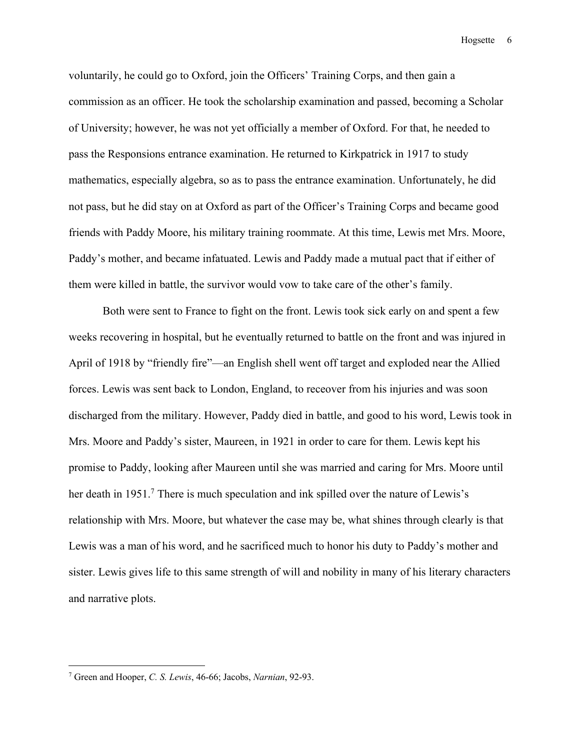voluntarily, he could go to Oxford, join the Officers' Training Corps, and then gain a commission as an officer. He took the scholarship examination and passed, becoming a Scholar of University; however, he was not yet officially a member of Oxford. For that, he needed to pass the Responsions entrance examination. He returned to Kirkpatrick in 1917 to study mathematics, especially algebra, so as to pass the entrance examination. Unfortunately, he did not pass, but he did stay on at Oxford as part of the Officer's Training Corps and became good friends with Paddy Moore, his military training roommate. At this time, Lewis met Mrs. Moore, Paddy's mother, and became infatuated. Lewis and Paddy made a mutual pact that if either of them were killed in battle, the survivor would vow to take care of the other's family.

Both were sent to France to fight on the front. Lewis took sick early on and spent a few weeks recovering in hospital, but he eventually returned to battle on the front and was injured in April of 1918 by "friendly fire"—an English shell went off target and exploded near the Allied forces. Lewis was sent back to London, England, to receover from his injuries and was soon discharged from the military. However, Paddy died in battle, and good to his word, Lewis took in Mrs. Moore and Paddy's sister, Maureen, in 1921 in order to care for them. Lewis kept his promise to Paddy, looking after Maureen until she was married and caring for Mrs. Moore until her death in 1951.[7] There is much speculation and ink spilled over the nature of Lewis's relationship with Mrs. Moore, but whatever the case may be, what shines through clearly is that Lewis was a man of his word, and he sacrificed much to honor his duty to Paddy's mother and sister. Lewis gives life to this same strength of will and nobility in many of his literary characters and narrative plots.

---

[7] Green and Hooper, *C. S. Lewis*, 46-66; Jacobs, *Narnian*, 92-93.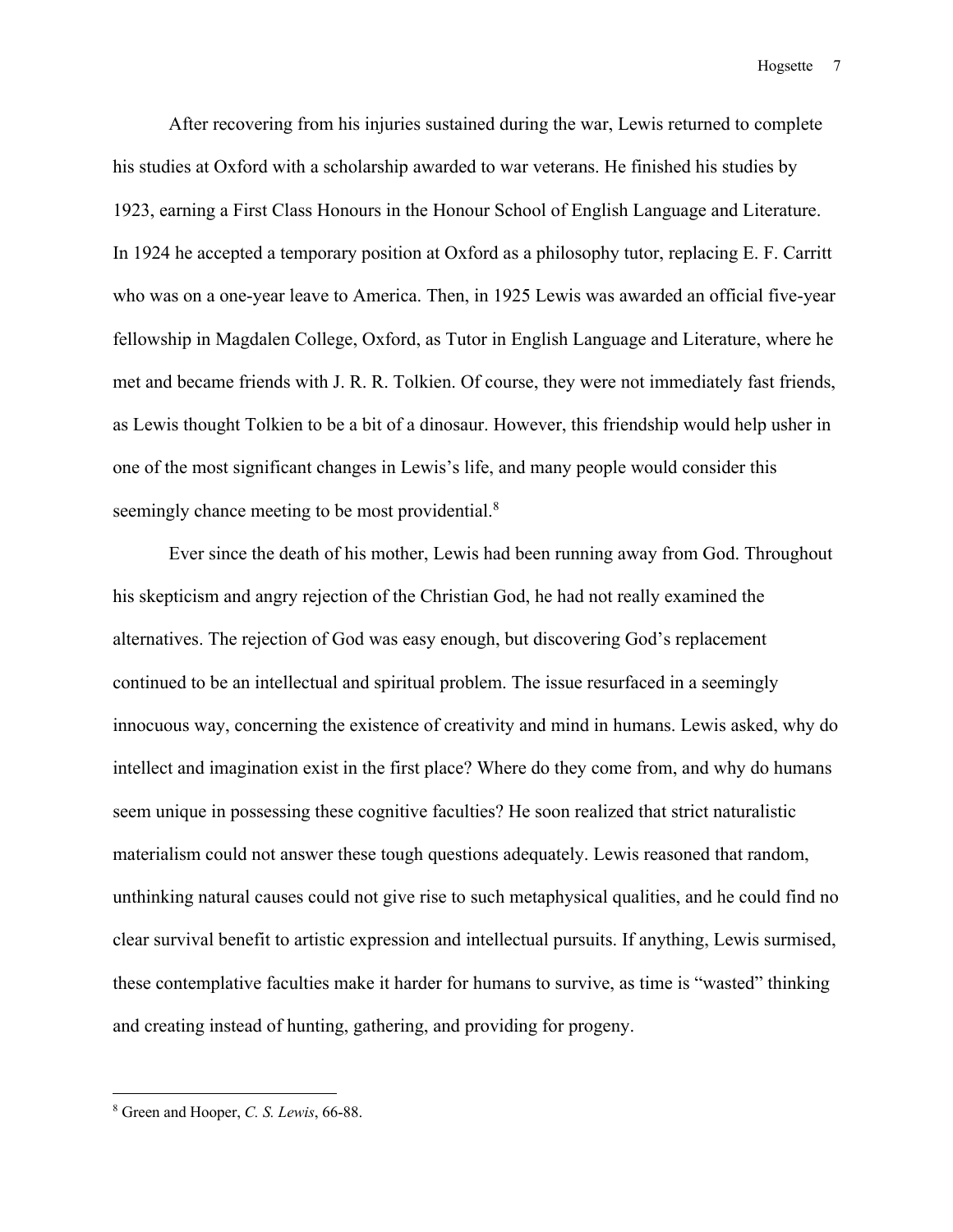After recovering from his injuries sustained during the war, Lewis returned to complete his studies at Oxford with a scholarship awarded to war veterans. He finished his studies by 1923, earning a First Class Honours in the Honour School of English Language and Literature. In 1924 he accepted a temporary position at Oxford as a philosophy tutor, replacing E. F. Carritt who was on a one-year leave to America. Then, in 1925 Lewis was awarded an official five-year fellowship in Magdalen College, Oxford, as Tutor in English Language and Literature, where he met and became friends with J. R. R. Tolkien. Of course, they were not immediately fast friends, as Lewis thought Tolkien to be a bit of a dinosaur. However, this friendship would help usher in one of the most significant changes in Lewis's life, and many people would consider this seemingly chance meeting to be most providential.[8]

Ever since the death of his mother, Lewis had been running away from God. Throughout his skepticism and angry rejection of the Christian God, he had not really examined the alternatives. The rejection of God was easy enough, but discovering God's replacement continued to be an intellectual and spiritual problem. The issue resurfaced in a seemingly innocuous way, concerning the existence of creativity and mind in humans. Lewis asked, why do intellect and imagination exist in the first place? Where do they come from, and why do humans seem unique in possessing these cognitive faculties? He soon realized that strict naturalistic materialism could not answer these tough questions adequately. Lewis reasoned that random, unthinking natural causes could not give rise to such metaphysical qualities, and he could find no clear survival benefit to artistic expression and intellectual pursuits. If anything, Lewis surmised, these contemplative faculties make it harder for humans to survive, as time is "wasted" thinking and creating instead of hunting, gathering, and providing for progeny.

---

[8] Green and Hooper, *C. S. Lewis*, 66-88.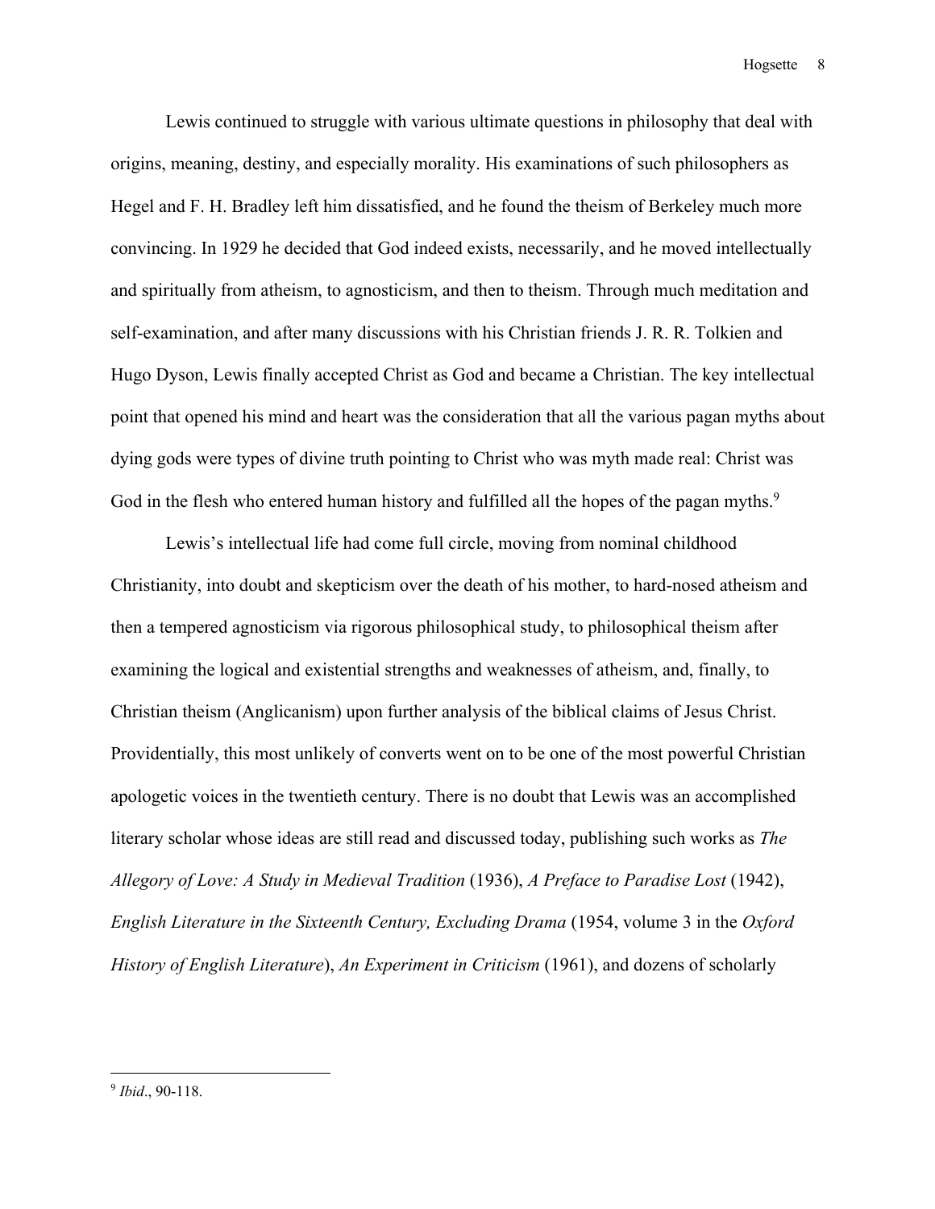Lewis continued to struggle with various ultimate questions in philosophy that deal with origins, meaning, destiny, and especially morality. His examinations of such philosophers as Hegel and F. H. Bradley left him dissatisfied, and he found the theism of Berkeley much more convincing. In 1929 he decided that God indeed exists, necessarily, and he moved intellectually and spiritually from atheism, to agnosticism, and then to theism. Through much meditation and self-examination, and after many discussions with his Christian friends J. R. R. Tolkien and Hugo Dyson, Lewis finally accepted Christ as God and became a Christian. The key intellectual point that opened his mind and heart was the consideration that all the various pagan myths about dying gods were types of divine truth pointing to Christ who was myth made real: Christ was God in the flesh who entered human history and fulfilled all the hopes of the pagan myths.[9]

Lewis's intellectual life had come full circle, moving from nominal childhood Christianity, into doubt and skepticism over the death of his mother, to hard-nosed atheism and then a tempered agnosticism via rigorous philosophical study, to philosophical theism after examining the logical and existential strengths and weaknesses of atheism, and, finally, to Christian theism (Anglicanism) upon further analysis of the biblical claims of Jesus Christ. Providentially, this most unlikely of converts went on to be one of the most powerful Christian apologetic voices in the twentieth century. There is no doubt that Lewis was an accomplished literary scholar whose ideas are still read and discussed today, publishing such works as *The Allegory of Love: A Study in Medieval Tradition* (1936), *A Preface to Paradise Lost* (1942), *English Literature in the Sixteenth Century, Excluding Drama* (1954, volume 3 in the *Oxford History of English Literature*), *An Experiment in Criticism* (1961), and dozens of scholarly

---

[9] *Ibid*., 90-118.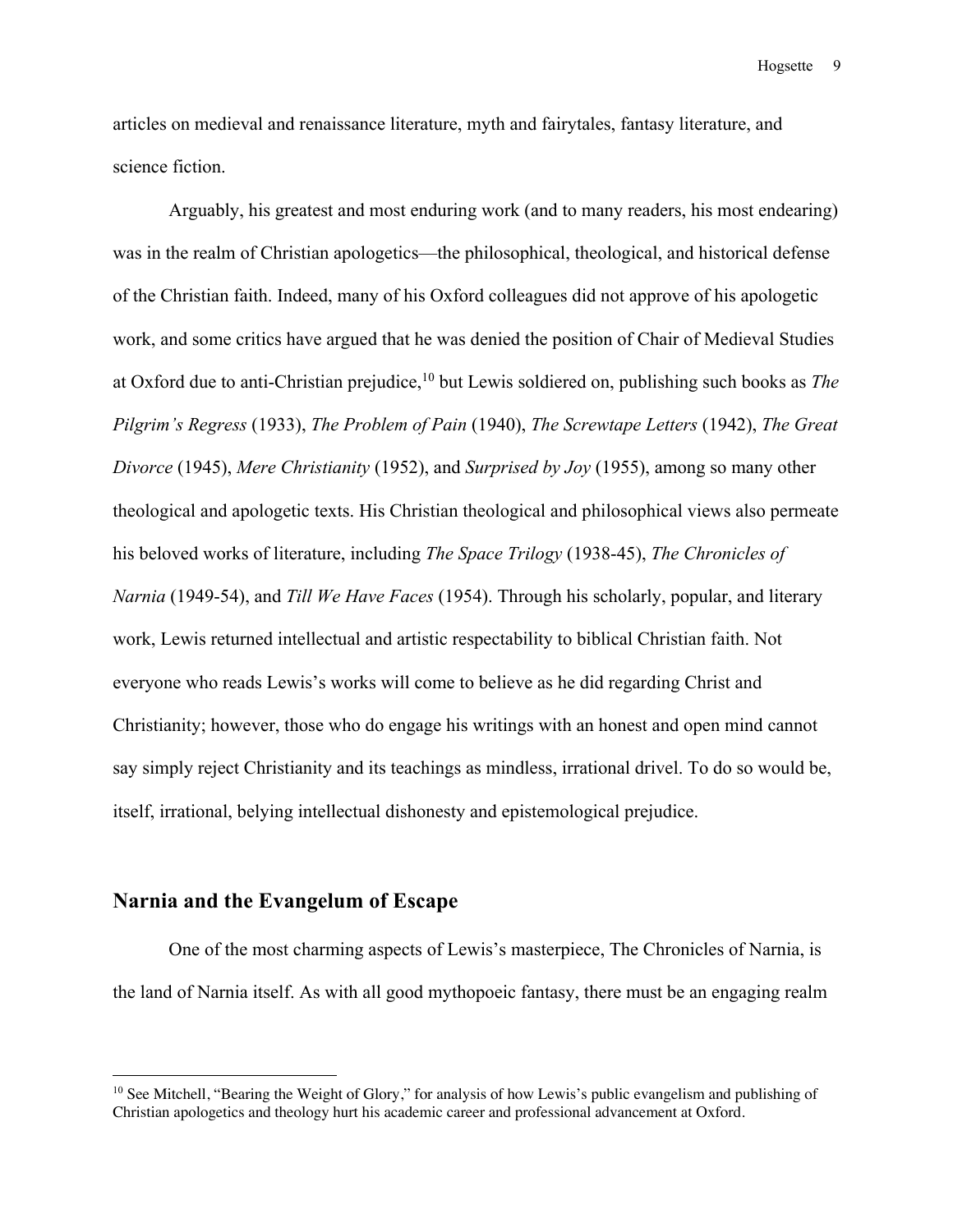articles on medieval and renaissance literature, myth and fairytales, fantasy literature, and science fiction.

Arguably, his greatest and most enduring work (and to many readers, his most endearing) was in the realm of Christian apologetics—the philosophical, theological, and historical defense of the Christian faith. Indeed, many of his Oxford colleagues did not approve of his apologetic work, and some critics have argued that he was denied the position of Chair of Medieval Studies at Oxford due to anti-Christian prejudice,[10] but Lewis soldiered on, publishing such books as *The Pilgrim's Regress* (1933), *The Problem of Pain* (1940), *The Screwtape Letters* (1942), *The Great Divorce* (1945), *Mere Christianity* (1952), and *Surprised by Joy* (1955), among so many other theological and apologetic texts. His Christian theological and philosophical views also permeate his beloved works of literature, including *The Space Trilogy* (1938-45), *The Chronicles of Narnia* (1949-54), and *Till We Have Faces* (1954). Through his scholarly, popular, and literary work, Lewis returned intellectual and artistic respectability to biblical Christian faith. Not everyone who reads Lewis's works will come to believe as he did regarding Christ and Christianity; however, those who do engage his writings with an honest and open mind cannot say simply reject Christianity and its teachings as mindless, irrational drivel. To do so would be, itself, irrational, belying intellectual dishonesty and epistemological prejudice.

## Narnia and the Evangelum of Escape

One of the most charming aspects of Lewis's masterpiece, The Chronicles of Narnia, is the land of Narnia itself. As with all good mythopoeic fantasy, there must be an engaging realm

[10] See Mitchell, "Bearing the Weight of Glory," for analysis of how Lewis's public evangelism and publishing of Christian apologetics and theology hurt his academic career and professional advancement at Oxford.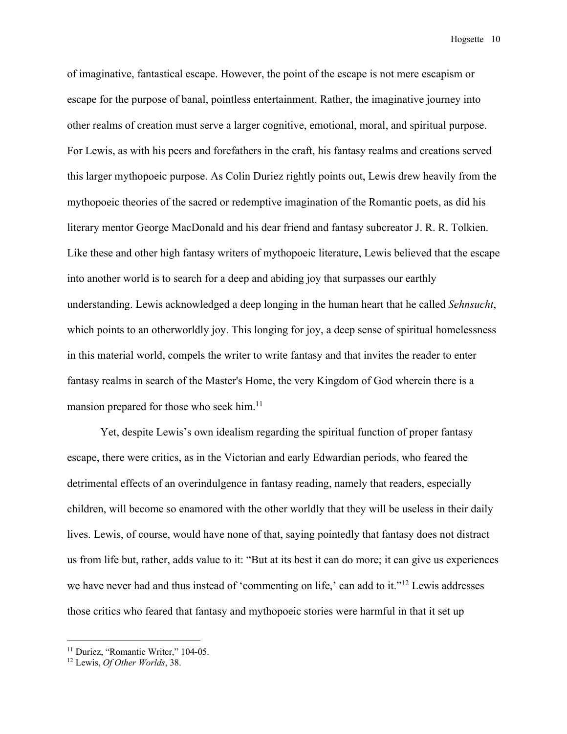of imaginative, fantastical escape. However, the point of the escape is not mere escapism or escape for the purpose of banal, pointless entertainment. Rather, the imaginative journey into other realms of creation must serve a larger cognitive, emotional, moral, and spiritual purpose. For Lewis, as with his peers and forefathers in the craft, his fantasy realms and creations served this larger mythopoeic purpose. As Colin Duriez rightly points out, Lewis drew heavily from the mythopoeic theories of the sacred or redemptive imagination of the Romantic poets, as did his literary mentor George MacDonald and his dear friend and fantasy subcreator J. R. R. Tolkien. Like these and other high fantasy writers of mythopoeic literature, Lewis believed that the escape into another world is to search for a deep and abiding joy that surpasses our earthly understanding. Lewis acknowledged a deep longing in the human heart that he called *Sehnsucht*, which points to an otherworldly joy. This longing for joy, a deep sense of spiritual homelessness in this material world, compels the writer to write fantasy and that invites the reader to enter fantasy realms in search of the Master's Home, the very Kingdom of God wherein there is a mansion prepared for those who seek him.[11]

Yet, despite Lewis's own idealism regarding the spiritual function of proper fantasy escape, there were critics, as in the Victorian and early Edwardian periods, who feared the detrimental effects of an overindulgence in fantasy reading, namely that readers, especially children, will become so enamored with the other worldly that they will be useless in their daily lives. Lewis, of course, would have none of that, saying pointedly that fantasy does not distract us from life but, rather, adds value to it: "But at its best it can do more; it can give us experiences we have never had and thus instead of 'commenting on life,' can add to it."[12] Lewis addresses those critics who feared that fantasy and mythopoeic stories were harmful in that it set up

---

[11] Duriez, "Romantic Writer," 104-05.

[12] Lewis, *Of Other Worlds*, 38.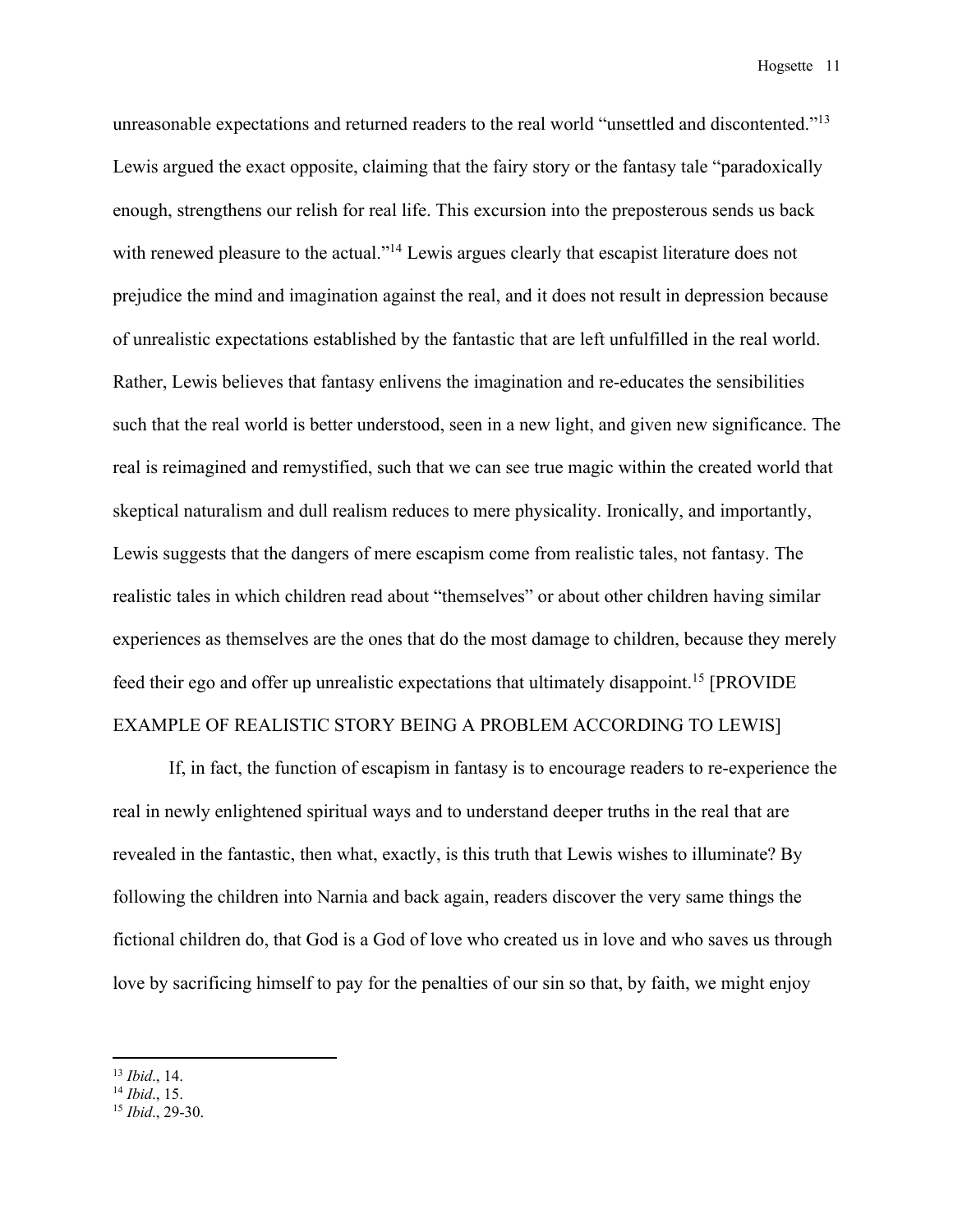unreasonable expectations and returned readers to the real world "unsettled and discontented."[13] Lewis argued the exact opposite, claiming that the fairy story or the fantasy tale "paradoxically enough, strengthens our relish for real life. This excursion into the preposterous sends us back with renewed pleasure to the actual."[14] Lewis argues clearly that escapist literature does not prejudice the mind and imagination against the real, and it does not result in depression because of unrealistic expectations established by the fantastic that are left unfulfilled in the real world. Rather, Lewis believes that fantasy enlivens the imagination and re-educates the sensibilities such that the real world is better understood, seen in a new light, and given new significance. The real is reimagined and remystified, such that we can see true magic within the created world that skeptical naturalism and dull realism reduces to mere physicality. Ironically, and importantly, Lewis suggests that the dangers of mere escapism come from realistic tales, not fantasy. The realistic tales in which children read about "themselves" or about other children having similar experiences as themselves are the ones that do the most damage to children, because they merely feed their ego and offer up unrealistic expectations that ultimately disappoint.[15] [PROVIDE EXAMPLE OF REALISTIC STORY BEING A PROBLEM ACCORDING TO LEWIS]

If, in fact, the function of escapism in fantasy is to encourage readers to re-experience the real in newly enlightened spiritual ways and to understand deeper truths in the real that are revealed in the fantastic, then what, exactly, is this truth that Lewis wishes to illuminate? By following the children into Narnia and back again, readers discover the very same things the fictional children do, that God is a God of love who created us in love and who saves us through love by sacrificing himself to pay for the penalties of our sin so that, by faith, we might enjoy

---

[13] *Ibid*., 14.
[14] *Ibid*., 15.
[15] *Ibid*., 29-30.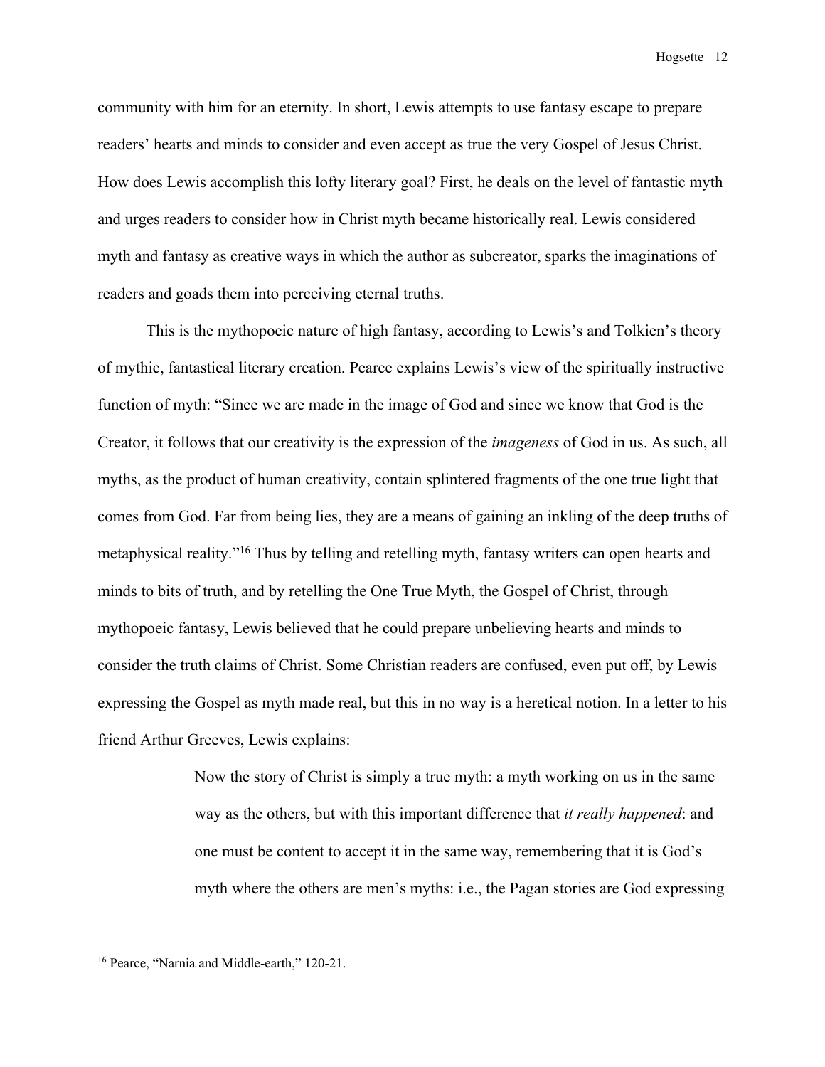community with him for an eternity. In short, Lewis attempts to use fantasy escape to prepare readers' hearts and minds to consider and even accept as true the very Gospel of Jesus Christ. How does Lewis accomplish this lofty literary goal? First, he deals on the level of fantastic myth and urges readers to consider how in Christ myth became historically real. Lewis considered myth and fantasy as creative ways in which the author as subcreator, sparks the imaginations of readers and goads them into perceiving eternal truths.

This is the mythopoeic nature of high fantasy, according to Lewis's and Tolkien's theory of mythic, fantastical literary creation. Pearce explains Lewis's view of the spiritually instructive function of myth: "Since we are made in the image of God and since we know that God is the Creator, it follows that our creativity is the expression of the *imageness* of God in us. As such, all myths, as the product of human creativity, contain splintered fragments of the one true light that comes from God. Far from being lies, they are a means of gaining an inkling of the deep truths of metaphysical reality."[16] Thus by telling and retelling myth, fantasy writers can open hearts and minds to bits of truth, and by retelling the One True Myth, the Gospel of Christ, through mythopoeic fantasy, Lewis believed that he could prepare unbelieving hearts and minds to consider the truth claims of Christ. Some Christian readers are confused, even put off, by Lewis expressing the Gospel as myth made real, but this in no way is a heretical notion. In a letter to his friend Arthur Greeves, Lewis explains:

> Now the story of Christ is simply a true myth: a myth working on us in the same way as the others, but with this important difference that *it really happened*: and one must be content to accept it in the same way, remembering that it is God's myth where the others are men's myths: i.e., the Pagan stories are God expressing

[16] Pearce, "Narnia and Middle-earth," 120-21.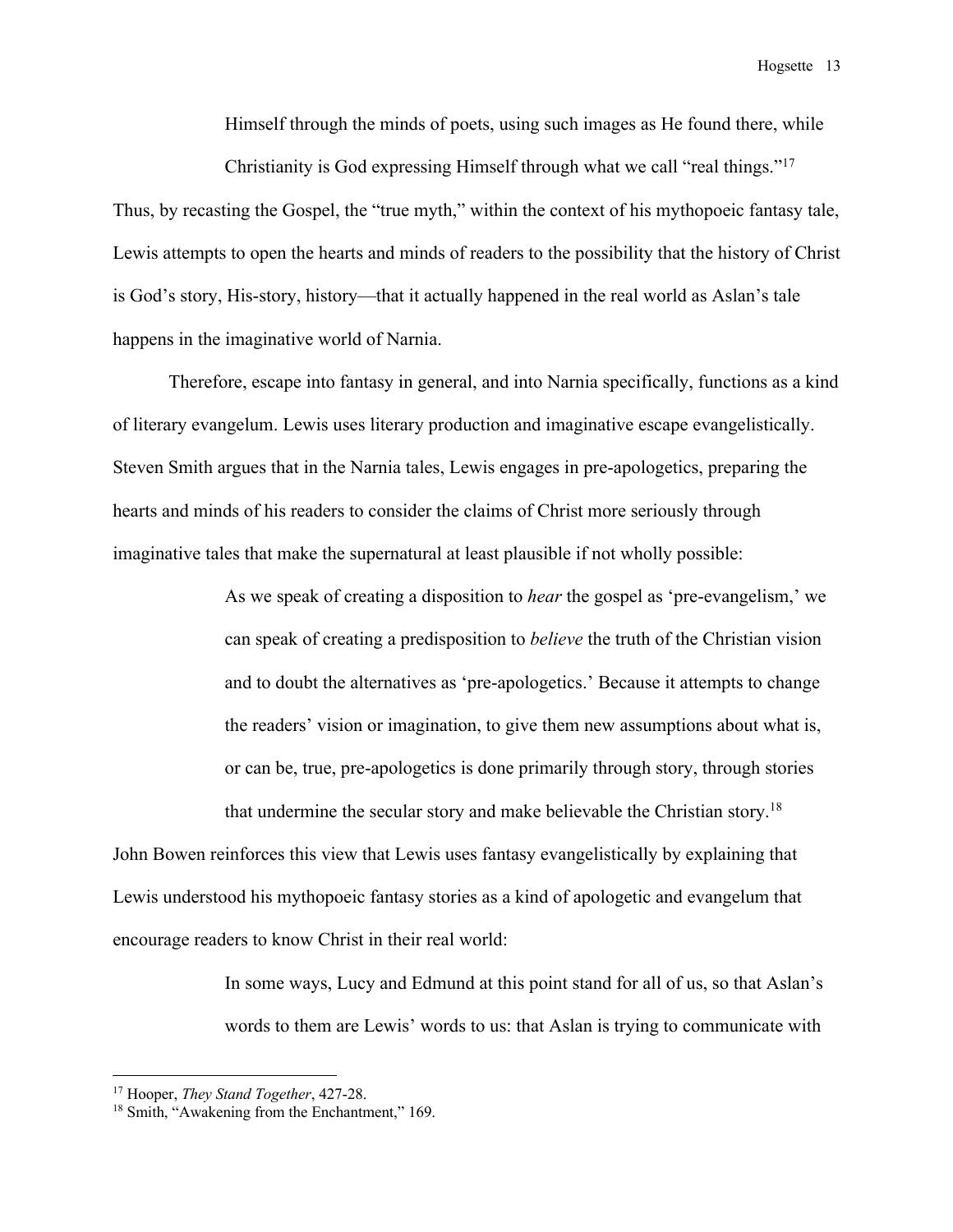> Himself through the minds of poets, using such images as He found there, while Christianity is God expressing Himself through what we call "real things."[17]

Thus, by recasting the Gospel, the "true myth," within the context of his mythopoeic fantasy tale, Lewis attempts to open the hearts and minds of readers to the possibility that the history of Christ is God's story, His-story, history—that it actually happened in the real world as Aslan's tale happens in the imaginative world of Narnia.

Therefore, escape into fantasy in general, and into Narnia specifically, functions as a kind of literary evangelum. Lewis uses literary production and imaginative escape evangelistically. Steven Smith argues that in the Narnia tales, Lewis engages in pre-apologetics, preparing the hearts and minds of his readers to consider the claims of Christ more seriously through imaginative tales that make the supernatural at least plausible if not wholly possible:

> As we speak of creating a disposition to *hear* the gospel as 'pre-evangelism,' we can speak of creating a predisposition to *believe* the truth of the Christian vision and to doubt the alternatives as 'pre-apologetics.' Because it attempts to change the readers' vision or imagination, to give them new assumptions about what is, or can be, true, pre-apologetics is done primarily through story, through stories that undermine the secular story and make believable the Christian story.[18]

John Bowen reinforces this view that Lewis uses fantasy evangelistically by explaining that Lewis understood his mythopoeic fantasy stories as a kind of apologetic and evangelum that encourage readers to know Christ in their real world:

> In some ways, Lucy and Edmund at this point stand for all of us, so that Aslan's words to them are Lewis' words to us: that Aslan is trying to communicate with

---

[17] Hooper, *They Stand Together*, 427-28.

[18] Smith, "Awakening from the Enchantment," 169.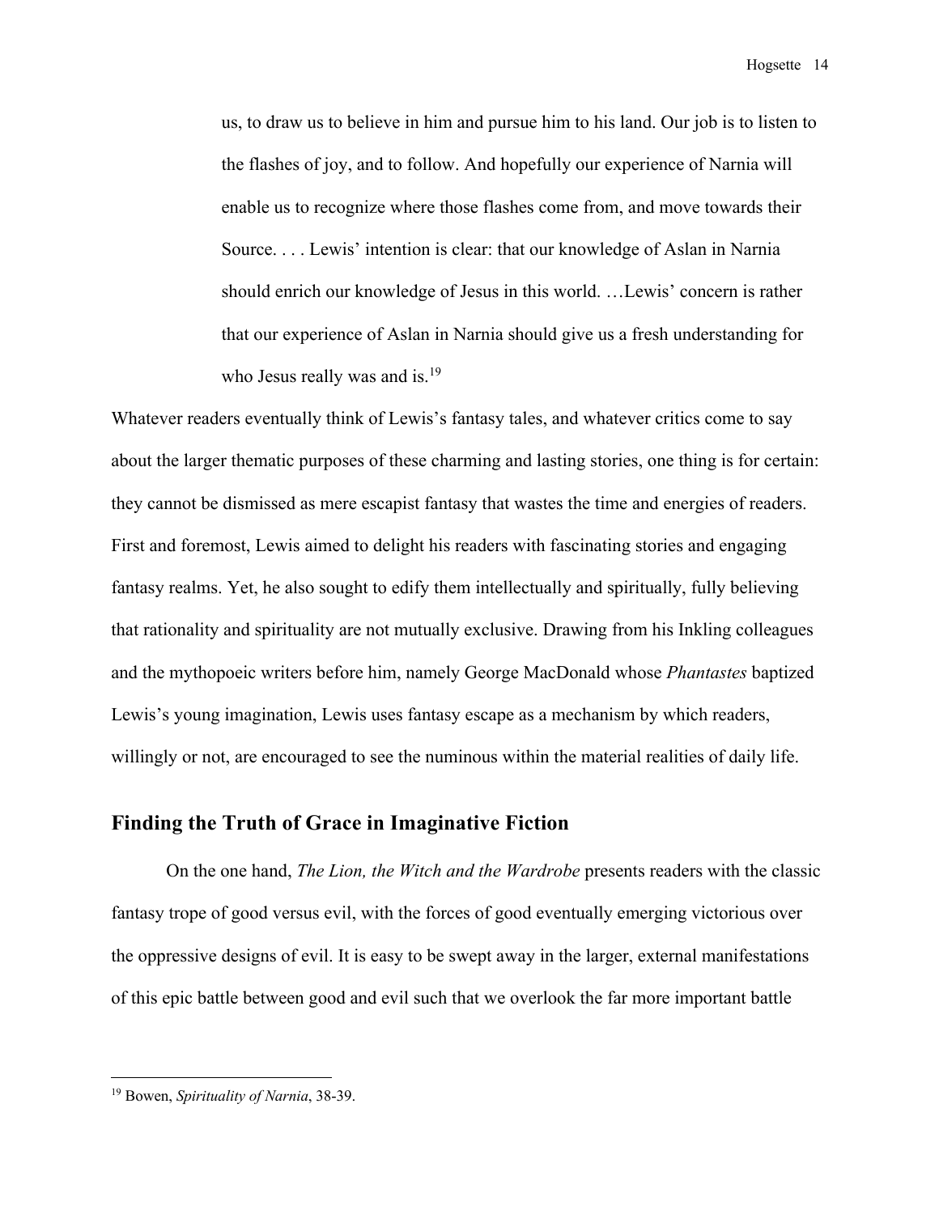> us, to draw us to believe in him and pursue him to his land. Our job is to listen to the flashes of joy, and to follow. And hopefully our experience of Narnia will enable us to recognize where those flashes come from, and move towards their Source. . . . Lewis' intention is clear: that our knowledge of Aslan in Narnia should enrich our knowledge of Jesus in this world. …Lewis' concern is rather that our experience of Aslan in Narnia should give us a fresh understanding for who Jesus really was and is.[19]

Whatever readers eventually think of Lewis's fantasy tales, and whatever critics come to say about the larger thematic purposes of these charming and lasting stories, one thing is for certain: they cannot be dismissed as mere escapist fantasy that wastes the time and energies of readers. First and foremost, Lewis aimed to delight his readers with fascinating stories and engaging fantasy realms. Yet, he also sought to edify them intellectually and spiritually, fully believing that rationality and spirituality are not mutually exclusive. Drawing from his Inkling colleagues and the mythopoeic writers before him, namely George MacDonald whose *Phantastes* baptized Lewis's young imagination, Lewis uses fantasy escape as a mechanism by which readers, willingly or not, are encouraged to see the numinous within the material realities of daily life.

## Finding the Truth of Grace in Imaginative Fiction

On the one hand, *The Lion, the Witch and the Wardrobe* presents readers with the classic fantasy trope of good versus evil, with the forces of good eventually emerging victorious over the oppressive designs of evil. It is easy to be swept away in the larger, external manifestations of this epic battle between good and evil such that we overlook the far more important battle

---

[19] Bowen, *Spirituality of Narnia*, 38-39.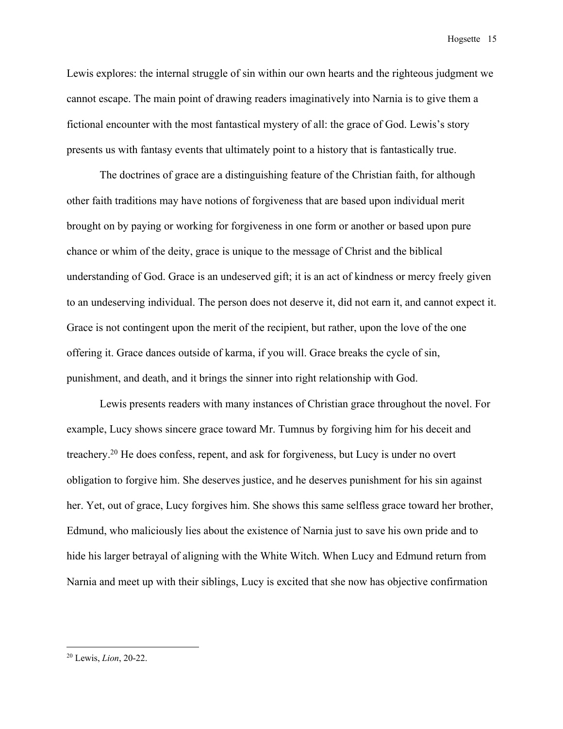Lewis explores: the internal struggle of sin within our own hearts and the righteous judgment we cannot escape. The main point of drawing readers imaginatively into Narnia is to give them a fictional encounter with the most fantastical mystery of all: the grace of God. Lewis's story presents us with fantasy events that ultimately point to a history that is fantastically true.

The doctrines of grace are a distinguishing feature of the Christian faith, for although other faith traditions may have notions of forgiveness that are based upon individual merit brought on by paying or working for forgiveness in one form or another or based upon pure chance or whim of the deity, grace is unique to the message of Christ and the biblical understanding of God. Grace is an undeserved gift; it is an act of kindness or mercy freely given to an undeserving individual. The person does not deserve it, did not earn it, and cannot expect it. Grace is not contingent upon the merit of the recipient, but rather, upon the love of the one offering it. Grace dances outside of karma, if you will. Grace breaks the cycle of sin, punishment, and death, and it brings the sinner into right relationship with God.

Lewis presents readers with many instances of Christian grace throughout the novel. For example, Lucy shows sincere grace toward Mr. Tumnus by forgiving him for his deceit and treachery.[20] He does confess, repent, and ask for forgiveness, but Lucy is under no overt obligation to forgive him. She deserves justice, and he deserves punishment for his sin against her. Yet, out of grace, Lucy forgives him. She shows this same selfless grace toward her brother, Edmund, who maliciously lies about the existence of Narnia just to save his own pride and to hide his larger betrayal of aligning with the White Witch. When Lucy and Edmund return from Narnia and meet up with their siblings, Lucy is excited that she now has objective confirmation

---

[20] Lewis, *Lion*, 20-22.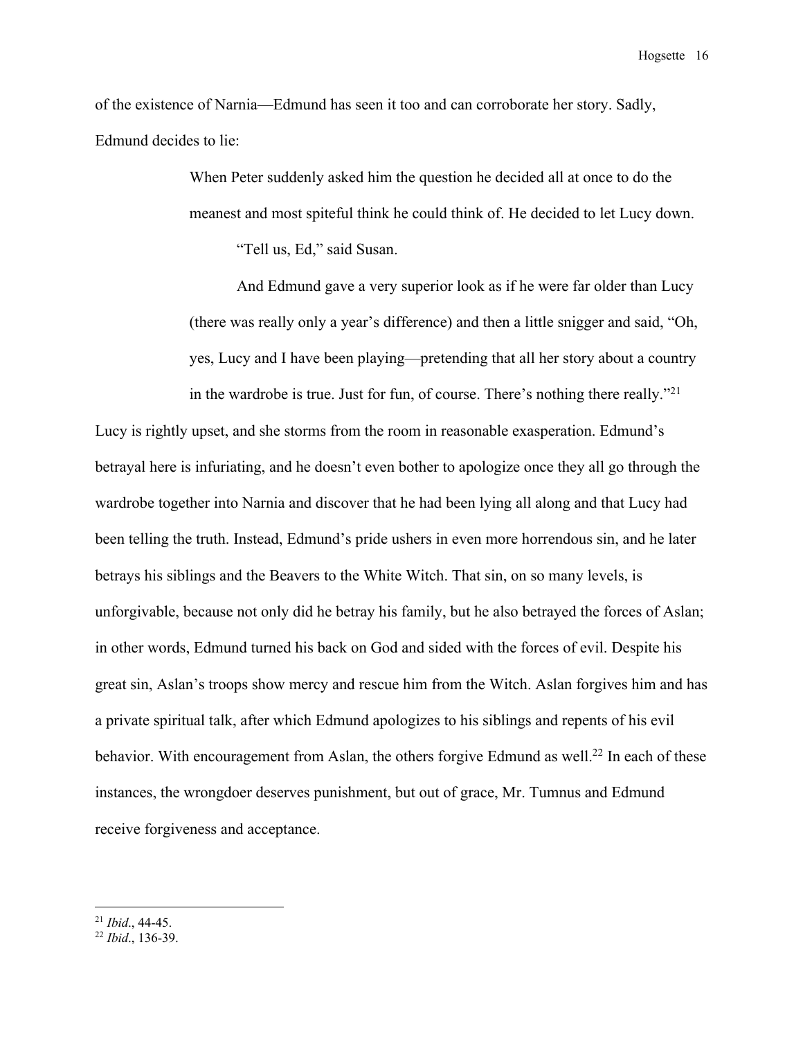of the existence of Narnia—Edmund has seen it too and can corroborate her story. Sadly, Edmund decides to lie:

> When Peter suddenly asked him the question he decided all at once to do the meanest and most spiteful think he could think of. He decided to let Lucy down.
>
> "Tell us, Ed," said Susan.
>
> And Edmund gave a very superior look as if he were far older than Lucy (there was really only a year's difference) and then a little snigger and said, "Oh, yes, Lucy and I have been playing—pretending that all her story about a country in the wardrobe is true. Just for fun, of course. There's nothing there really."[21]

Lucy is rightly upset, and she storms from the room in reasonable exasperation. Edmund's betrayal here is infuriating, and he doesn't even bother to apologize once they all go through the wardrobe together into Narnia and discover that he had been lying all along and that Lucy had been telling the truth. Instead, Edmund's pride ushers in even more horrendous sin, and he later betrays his siblings and the Beavers to the White Witch. That sin, on so many levels, is unforgivable, because not only did he betray his family, but he also betrayed the forces of Aslan; in other words, Edmund turned his back on God and sided with the forces of evil. Despite his great sin, Aslan's troops show mercy and rescue him from the Witch. Aslan forgives him and has a private spiritual talk, after which Edmund apologizes to his siblings and repents of his evil behavior. With encouragement from Aslan, the others forgive Edmund as well.[22] In each of these instances, the wrongdoer deserves punishment, but out of grace, Mr. Tumnus and Edmund receive forgiveness and acceptance.

---

[21] *Ibid*., 44-45.

[22] *Ibid*., 136-39.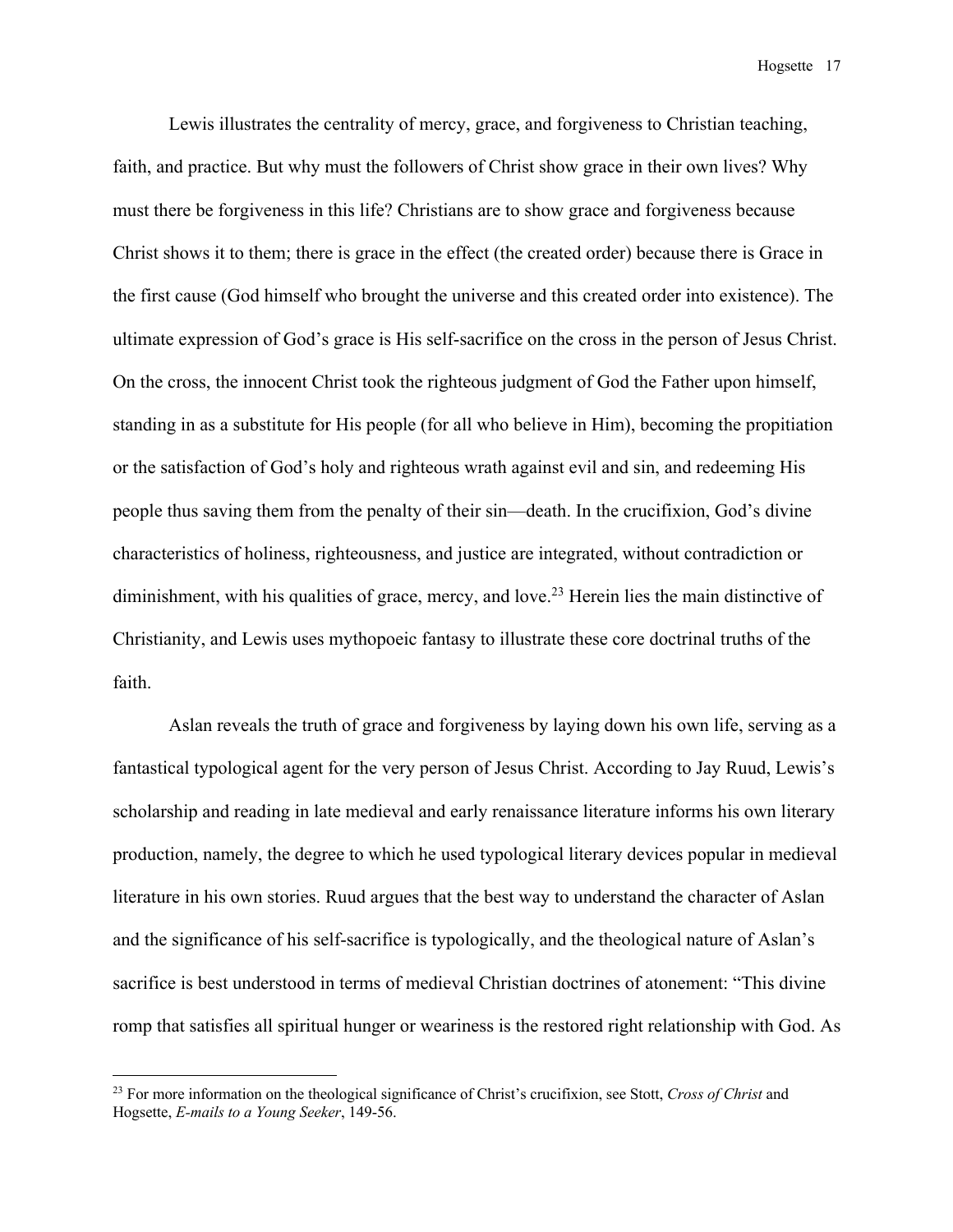Lewis illustrates the centrality of mercy, grace, and forgiveness to Christian teaching, faith, and practice. But why must the followers of Christ show grace in their own lives? Why must there be forgiveness in this life? Christians are to show grace and forgiveness because Christ shows it to them; there is grace in the effect (the created order) because there is Grace in the first cause (God himself who brought the universe and this created order into existence). The ultimate expression of God's grace is His self-sacrifice on the cross in the person of Jesus Christ. On the cross, the innocent Christ took the righteous judgment of God the Father upon himself, standing in as a substitute for His people (for all who believe in Him), becoming the propitiation or the satisfaction of God's holy and righteous wrath against evil and sin, and redeeming His people thus saving them from the penalty of their sin—death. In the crucifixion, God's divine characteristics of holiness, righteousness, and justice are integrated, without contradiction or diminishment, with his qualities of grace, mercy, and love.[23] Herein lies the main distinctive of Christianity, and Lewis uses mythopoeic fantasy to illustrate these core doctrinal truths of the faith.

Aslan reveals the truth of grace and forgiveness by laying down his own life, serving as a fantastical typological agent for the very person of Jesus Christ. According to Jay Ruud, Lewis's scholarship and reading in late medieval and early renaissance literature informs his own literary production, namely, the degree to which he used typological literary devices popular in medieval literature in his own stories. Ruud argues that the best way to understand the character of Aslan and the significance of his self-sacrifice is typologically, and the theological nature of Aslan's sacrifice is best understood in terms of medieval Christian doctrines of atonement: "This divine romp that satisfies all spiritual hunger or weariness is the restored right relationship with God. As

---

[23] For more information on the theological significance of Christ's crucifixion, see Stott, *Cross of Christ* and Hogsette, *E-mails to a Young Seeker*, 149-56.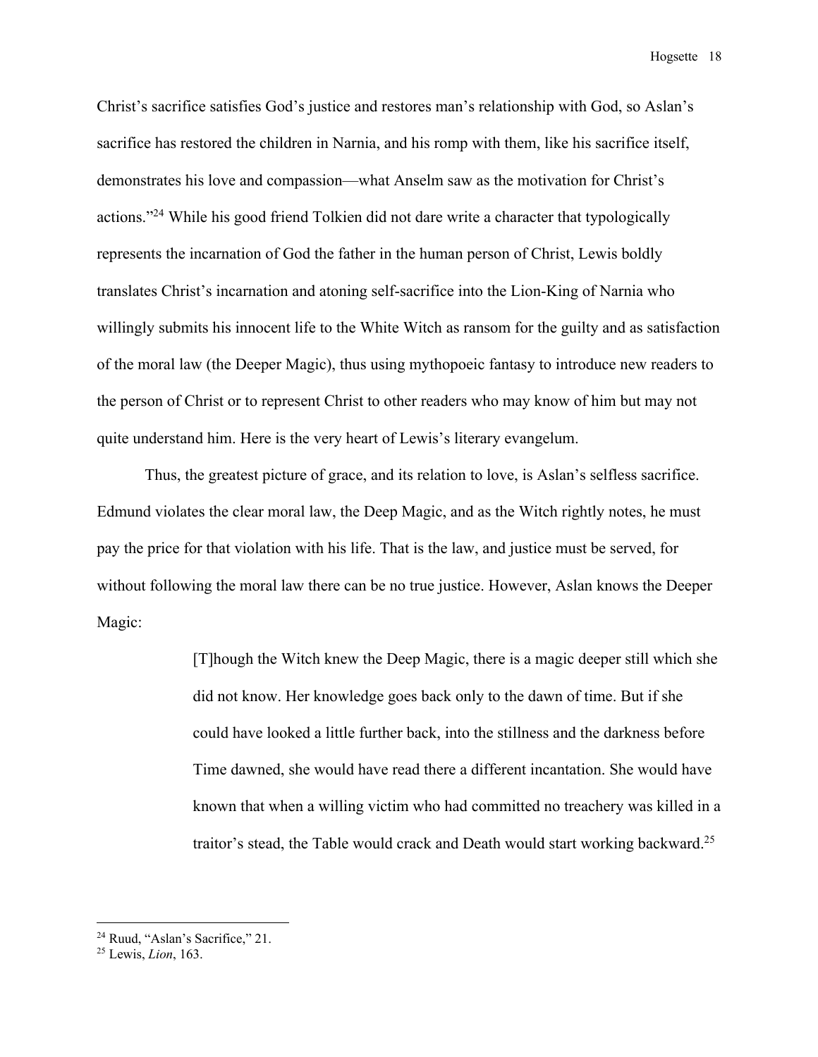Christ's sacrifice satisfies God's justice and restores man's relationship with God, so Aslan's sacrifice has restored the children in Narnia, and his romp with them, like his sacrifice itself, demonstrates his love and compassion—what Anselm saw as the motivation for Christ's actions."[24] While his good friend Tolkien did not dare write a character that typologically represents the incarnation of God the father in the human person of Christ, Lewis boldly translates Christ's incarnation and atoning self-sacrifice into the Lion-King of Narnia who willingly submits his innocent life to the White Witch as ransom for the guilty and as satisfaction of the moral law (the Deeper Magic), thus using mythopoeic fantasy to introduce new readers to the person of Christ or to represent Christ to other readers who may know of him but may not quite understand him. Here is the very heart of Lewis's literary evangelum.

Thus, the greatest picture of grace, and its relation to love, is Aslan's selfless sacrifice. Edmund violates the clear moral law, the Deep Magic, and as the Witch rightly notes, he must pay the price for that violation with his life. That is the law, and justice must be served, for without following the moral law there can be no true justice. However, Aslan knows the Deeper Magic:

> [T]hough the Witch knew the Deep Magic, there is a magic deeper still which she did not know. Her knowledge goes back only to the dawn of time. But if she could have looked a little further back, into the stillness and the darkness before Time dawned, she would have read there a different incantation. She would have known that when a willing victim who had committed no treachery was killed in a traitor's stead, the Table would crack and Death would start working backward.[25]

---

[24] Ruud, "Aslan's Sacrifice," 21.

[25] Lewis, *Lion*, 163.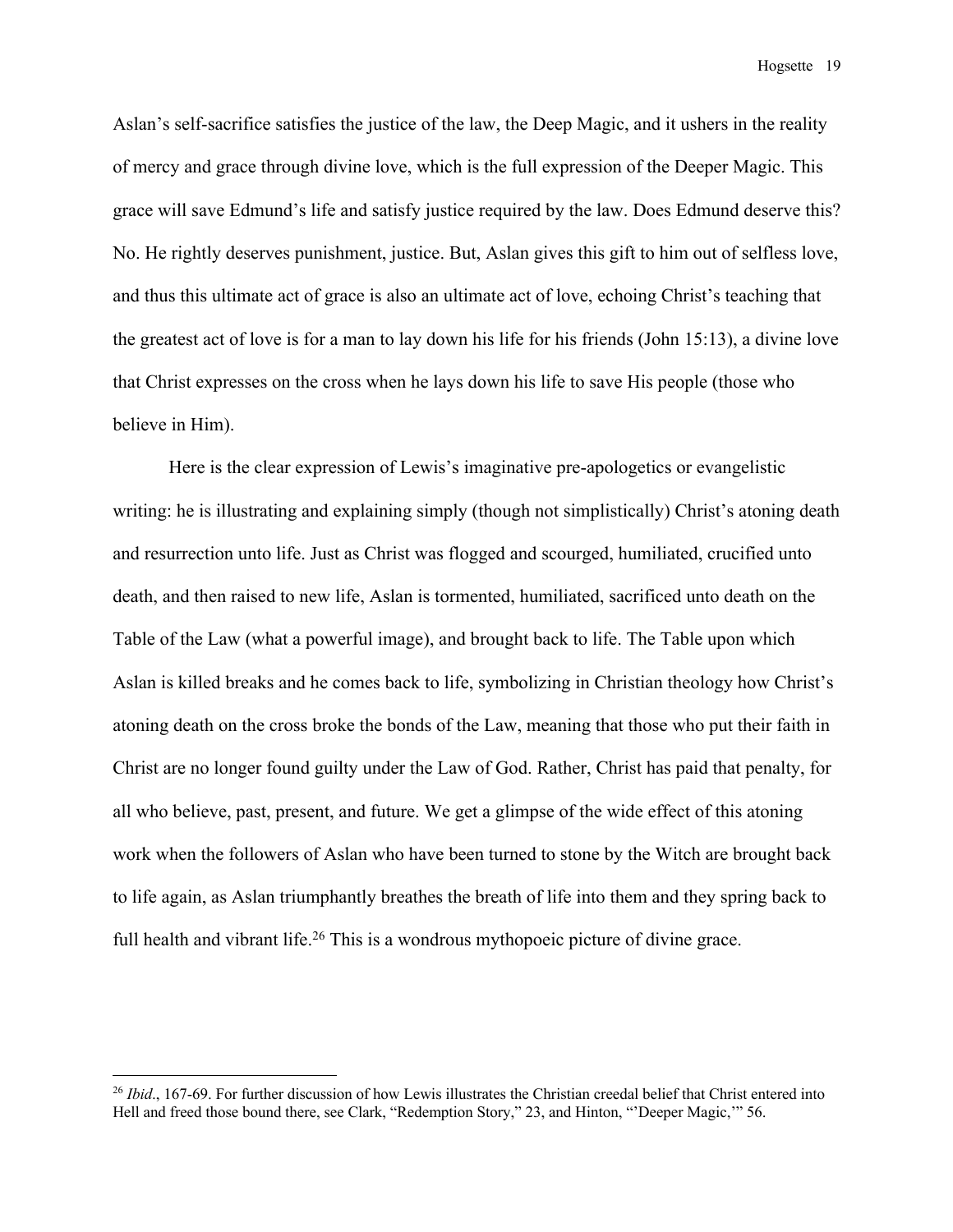Aslan's self-sacrifice satisfies the justice of the law, the Deep Magic, and it ushers in the reality of mercy and grace through divine love, which is the full expression of the Deeper Magic. This grace will save Edmund's life and satisfy justice required by the law. Does Edmund deserve this? No. He rightly deserves punishment, justice. But, Aslan gives this gift to him out of selfless love, and thus this ultimate act of grace is also an ultimate act of love, echoing Christ's teaching that the greatest act of love is for a man to lay down his life for his friends (John 15:13), a divine love that Christ expresses on the cross when he lays down his life to save His people (those who believe in Him).

Here is the clear expression of Lewis's imaginative pre-apologetics or evangelistic writing: he is illustrating and explaining simply (though not simplistically) Christ's atoning death and resurrection unto life. Just as Christ was flogged and scourged, humiliated, crucified unto death, and then raised to new life, Aslan is tormented, humiliated, sacrificed unto death on the Table of the Law (what a powerful image), and brought back to life. The Table upon which Aslan is killed breaks and he comes back to life, symbolizing in Christian theology how Christ's atoning death on the cross broke the bonds of the Law, meaning that those who put their faith in Christ are no longer found guilty under the Law of God. Rather, Christ has paid that penalty, for all who believe, past, present, and future. We get a glimpse of the wide effect of this atoning work when the followers of Aslan who have been turned to stone by the Witch are brought back to life again, as Aslan triumphantly breathes the breath of life into them and they spring back to full health and vibrant life.[26] This is a wondrous mythopoeic picture of divine grace.

---

[26] *Ibid*., 167-69. For further discussion of how Lewis illustrates the Christian creedal belief that Christ entered into Hell and freed those bound there, see Clark, "Redemption Story," 23, and Hinton, "'Deeper Magic,'" 56.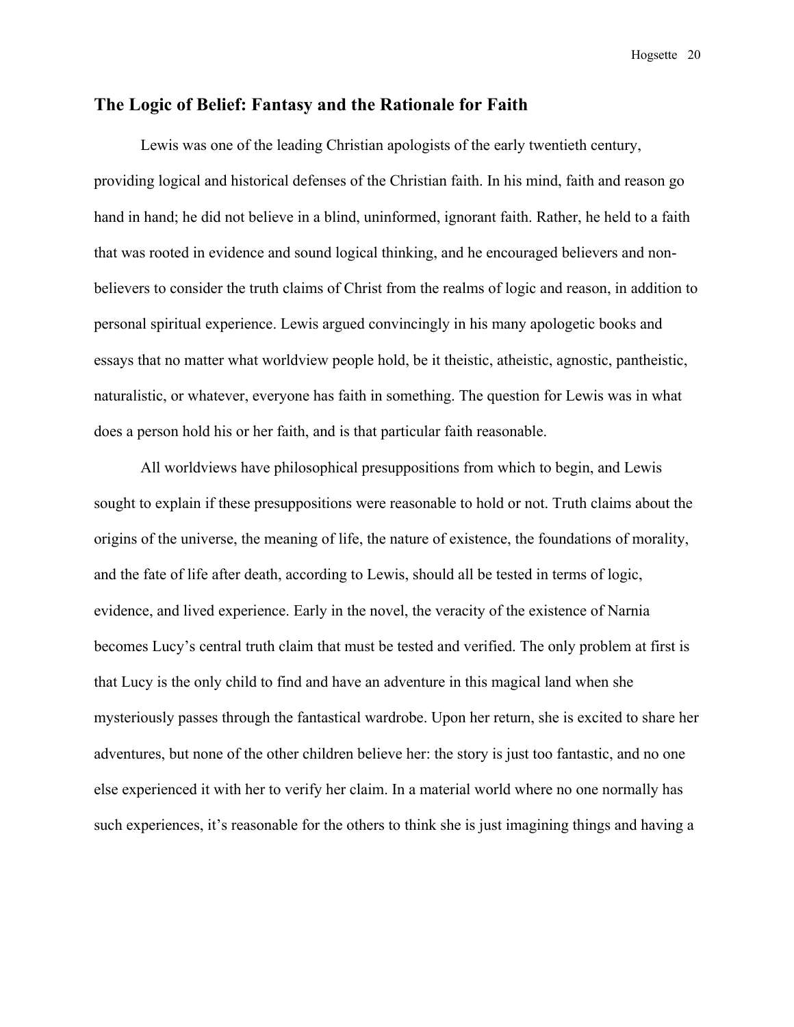## The Logic of Belief: Fantasy and the Rationale for Faith

Lewis was one of the leading Christian apologists of the early twentieth century, providing logical and historical defenses of the Christian faith. In his mind, faith and reason go hand in hand; he did not believe in a blind, uninformed, ignorant faith. Rather, he held to a faith that was rooted in evidence and sound logical thinking, and he encouraged believers and non-believers to consider the truth claims of Christ from the realms of logic and reason, in addition to personal spiritual experience. Lewis argued convincingly in his many apologetic books and essays that no matter what worldview people hold, be it theistic, atheistic, agnostic, pantheistic, naturalistic, or whatever, everyone has faith in something. The question for Lewis was in what does a person hold his or her faith, and is that particular faith reasonable.

All worldviews have philosophical presuppositions from which to begin, and Lewis sought to explain if these presuppositions were reasonable to hold or not. Truth claims about the origins of the universe, the meaning of life, the nature of existence, the foundations of morality, and the fate of life after death, according to Lewis, should all be tested in terms of logic, evidence, and lived experience. Early in the novel, the veracity of the existence of Narnia becomes Lucy's central truth claim that must be tested and verified. The only problem at first is that Lucy is the only child to find and have an adventure in this magical land when she mysteriously passes through the fantastical wardrobe. Upon her return, she is excited to share her adventures, but none of the other children believe her: the story is just too fantastic, and no one else experienced it with her to verify her claim. In a material world where no one normally has such experiences, it's reasonable for the others to think she is just imagining things and having a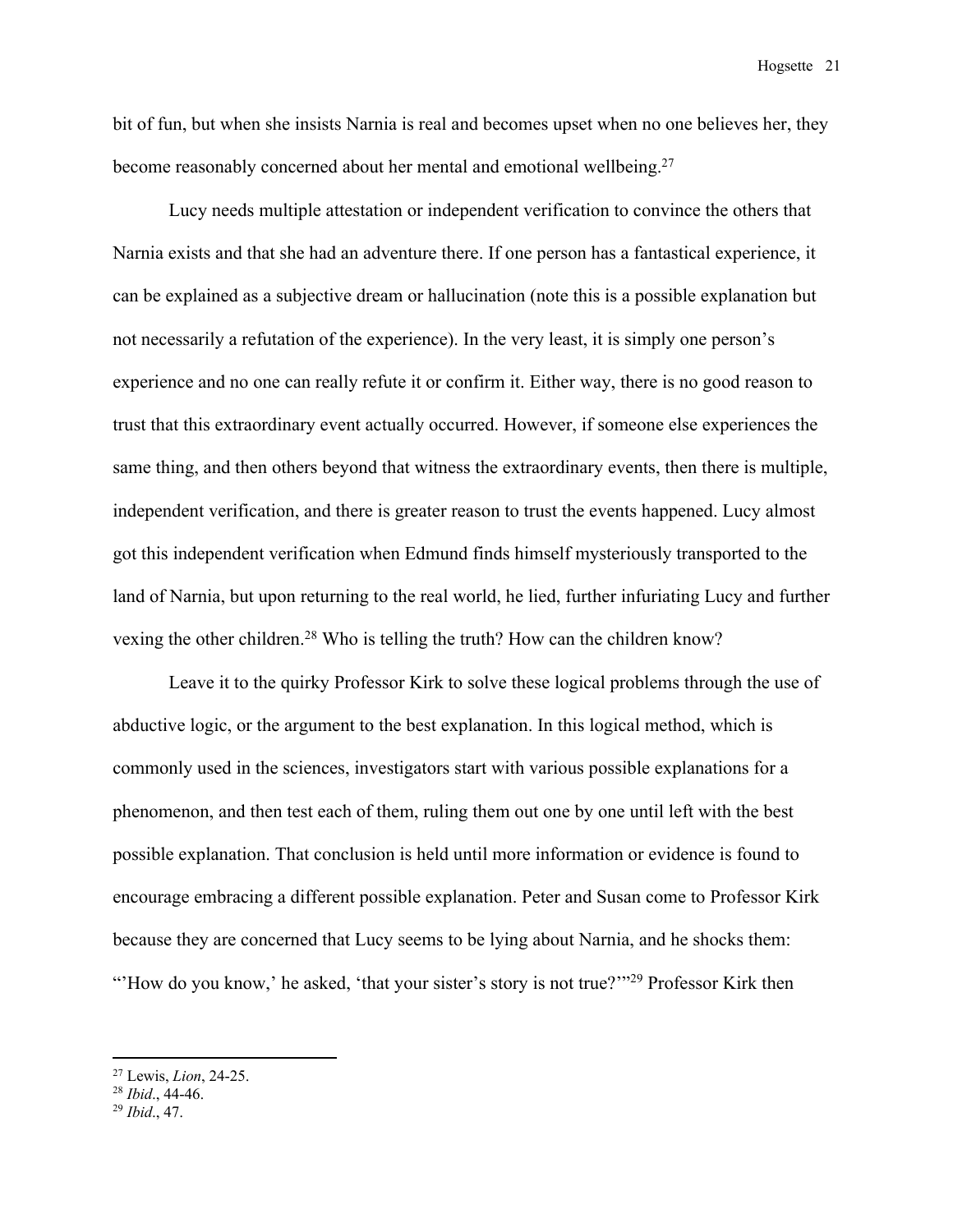bit of fun, but when she insists Narnia is real and becomes upset when no one believes her, they become reasonably concerned about her mental and emotional wellbeing.[27]

Lucy needs multiple attestation or independent verification to convince the others that Narnia exists and that she had an adventure there. If one person has a fantastical experience, it can be explained as a subjective dream or hallucination (note this is a possible explanation but not necessarily a refutation of the experience). In the very least, it is simply one person's experience and no one can really refute it or confirm it. Either way, there is no good reason to trust that this extraordinary event actually occurred. However, if someone else experiences the same thing, and then others beyond that witness the extraordinary events, then there is multiple, independent verification, and there is greater reason to trust the events happened. Lucy almost got this independent verification when Edmund finds himself mysteriously transported to the land of Narnia, but upon returning to the real world, he lied, further infuriating Lucy and further vexing the other children.[28] Who is telling the truth? How can the children know?

Leave it to the quirky Professor Kirk to solve these logical problems through the use of abductive logic, or the argument to the best explanation. In this logical method, which is commonly used in the sciences, investigators start with various possible explanations for a phenomenon, and then test each of them, ruling them out one by one until left with the best possible explanation. That conclusion is held until more information or evidence is found to encourage embracing a different possible explanation. Peter and Susan come to Professor Kirk because they are concerned that Lucy seems to be lying about Narnia, and he shocks them: "'How do you know,' he asked, 'that your sister's story is not true?'"[29] Professor Kirk then

---

[27] Lewis, *Lion*, 24-25.
[28] *Ibid*., 44-46.
[29] *Ibid*., 47.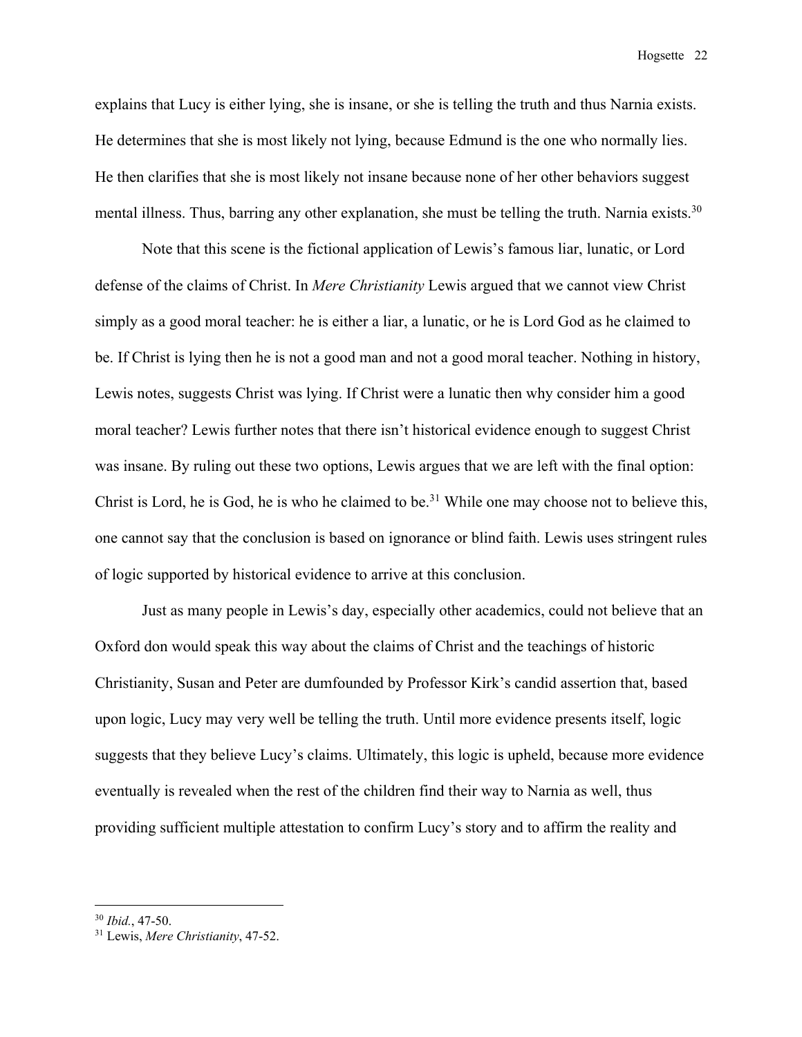explains that Lucy is either lying, she is insane, or she is telling the truth and thus Narnia exists. He determines that she is most likely not lying, because Edmund is the one who normally lies. He then clarifies that she is most likely not insane because none of her other behaviors suggest mental illness. Thus, barring any other explanation, she must be telling the truth. Narnia exists.[30]

Note that this scene is the fictional application of Lewis's famous liar, lunatic, or Lord defense of the claims of Christ. In *Mere Christianity* Lewis argued that we cannot view Christ simply as a good moral teacher: he is either a liar, a lunatic, or he is Lord God as he claimed to be. If Christ is lying then he is not a good man and not a good moral teacher. Nothing in history, Lewis notes, suggests Christ was lying. If Christ were a lunatic then why consider him a good moral teacher? Lewis further notes that there isn't historical evidence enough to suggest Christ was insane. By ruling out these two options, Lewis argues that we are left with the final option: Christ is Lord, he is God, he is who he claimed to be.[31] While one may choose not to believe this, one cannot say that the conclusion is based on ignorance or blind faith. Lewis uses stringent rules of logic supported by historical evidence to arrive at this conclusion.

Just as many people in Lewis's day, especially other academics, could not believe that an Oxford don would speak this way about the claims of Christ and the teachings of historic Christianity, Susan and Peter are dumfounded by Professor Kirk's candid assertion that, based upon logic, Lucy may very well be telling the truth. Until more evidence presents itself, logic suggests that they believe Lucy's claims. Ultimately, this logic is upheld, because more evidence eventually is revealed when the rest of the children find their way to Narnia as well, thus providing sufficient multiple attestation to confirm Lucy's story and to affirm the reality and

---

[30] *Ibid.*, 47-50.

[31] Lewis, *Mere Christianity*, 47-52.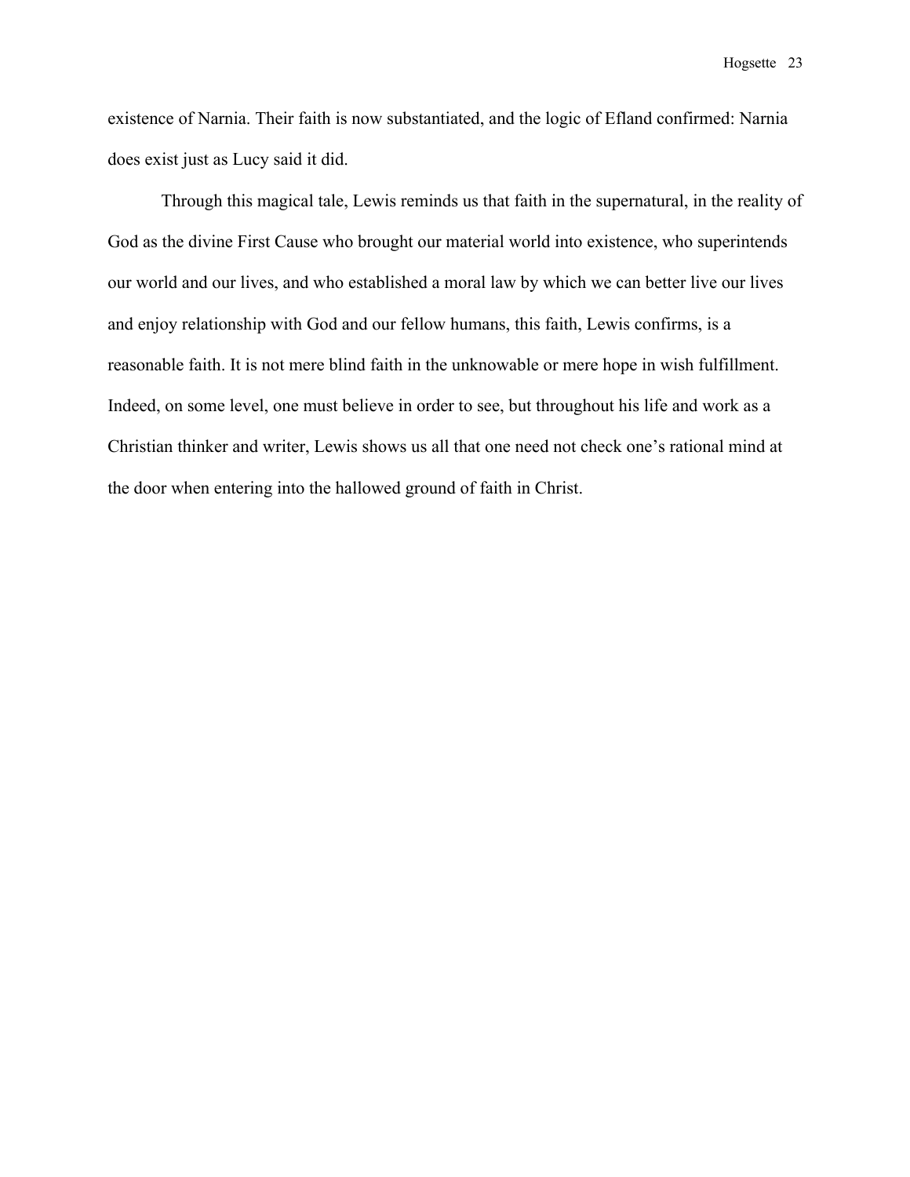existence of Narnia. Their faith is now substantiated, and the logic of Efland confirmed: Narnia does exist just as Lucy said it did.

Through this magical tale, Lewis reminds us that faith in the supernatural, in the reality of God as the divine First Cause who brought our material world into existence, who superintends our world and our lives, and who established a moral law by which we can better live our lives and enjoy relationship with God and our fellow humans, this faith, Lewis confirms, is a reasonable faith. It is not mere blind faith in the unknowable or mere hope in wish fulfillment. Indeed, on some level, one must believe in order to see, but throughout his life and work as a Christian thinker and writer, Lewis shows us all that one need not check one's rational mind at the door when entering into the hallowed ground of faith in Christ.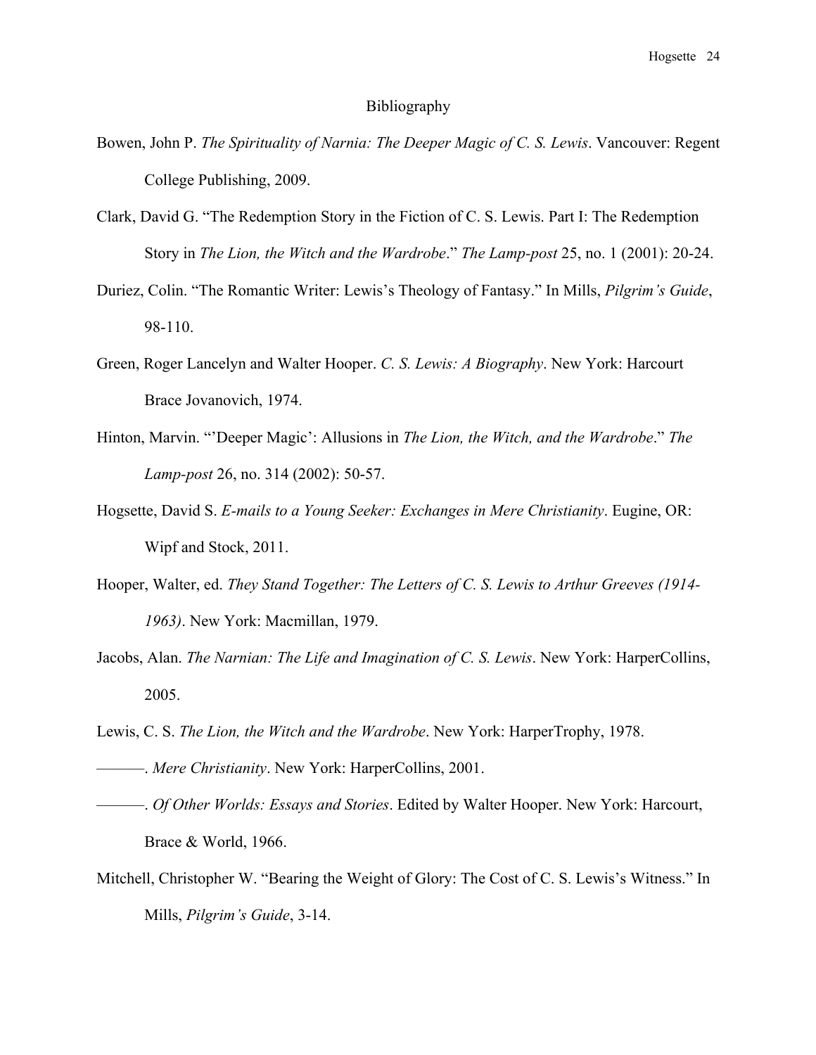# Bibliography

Bowen, John P. *The Spirituality of Narnia: The Deeper Magic of C. S. Lewis*. Vancouver: Regent College Publishing, 2009.

Clark, David G. "The Redemption Story in the Fiction of C. S. Lewis. Part I: The Redemption Story in *The Lion, the Witch and the Wardrobe*." *The Lamp-post* 25, no. 1 (2001): 20-24.

Duriez, Colin. "The Romantic Writer: Lewis's Theology of Fantasy." In Mills, *Pilgrim's Guide*, 98-110.

Green, Roger Lancelyn and Walter Hooper. *C. S. Lewis: A Biography*. New York: Harcourt Brace Jovanovich, 1974.

Hinton, Marvin. "'Deeper Magic': Allusions in *The Lion, the Witch, and the Wardrobe*." *The Lamp-post* 26, no. 314 (2002): 50-57.

Hogsette, David S. *E-mails to a Young Seeker: Exchanges in Mere Christianity*. Eugine, OR: Wipf and Stock, 2011.

Hooper, Walter, ed. *They Stand Together: The Letters of C. S. Lewis to Arthur Greeves (1914-1963)*. New York: Macmillan, 1979.

Jacobs, Alan. *The Narnian: The Life and Imagination of C. S. Lewis*. New York: HarperCollins, 2005.

Lewis, C. S. *The Lion, the Witch and the Wardrobe*. New York: HarperTrophy, 1978.

———. *Mere Christianity*. New York: HarperCollins, 2001.

———. *Of Other Worlds: Essays and Stories*. Edited by Walter Hooper. New York: Harcourt, Brace & World, 1966.

Mitchell, Christopher W. "Bearing the Weight of Glory: The Cost of C. S. Lewis's Witness." In Mills, *Pilgrim's Guide*, 3-14.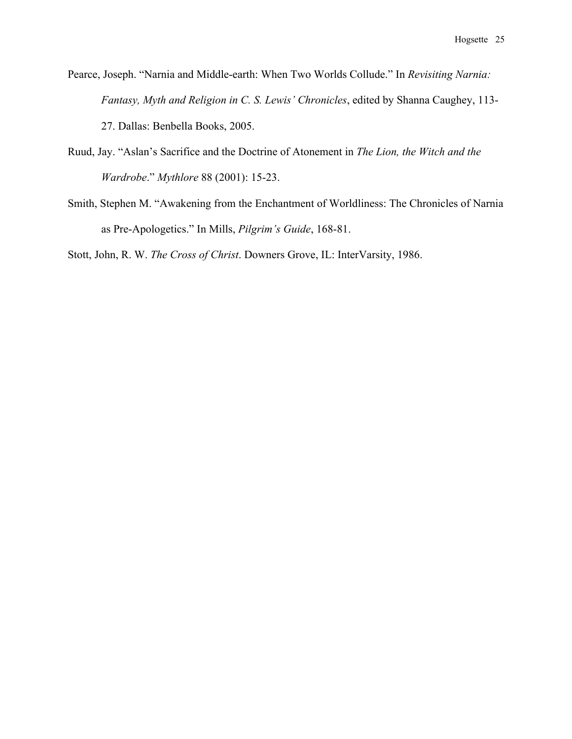Pearce, Joseph. "Narnia and Middle-earth: When Two Worlds Collude." In *Revisiting Narnia: Fantasy, Myth and Religion in C. S. Lewis' Chronicles*, edited by Shanna Caughey, 113-27. Dallas: Benbella Books, 2005.

Ruud, Jay. "Aslan's Sacrifice and the Doctrine of Atonement in *The Lion, the Witch and the Wardrobe*." *Mythlore* 88 (2001): 15-23.

Smith, Stephen M. "Awakening from the Enchantment of Worldliness: The Chronicles of Narnia as Pre-Apologetics." In Mills, *Pilgrim's Guide*, 168-81.

Stott, John, R. W. *The Cross of Christ*. Downers Grove, IL: InterVarsity, 1986.